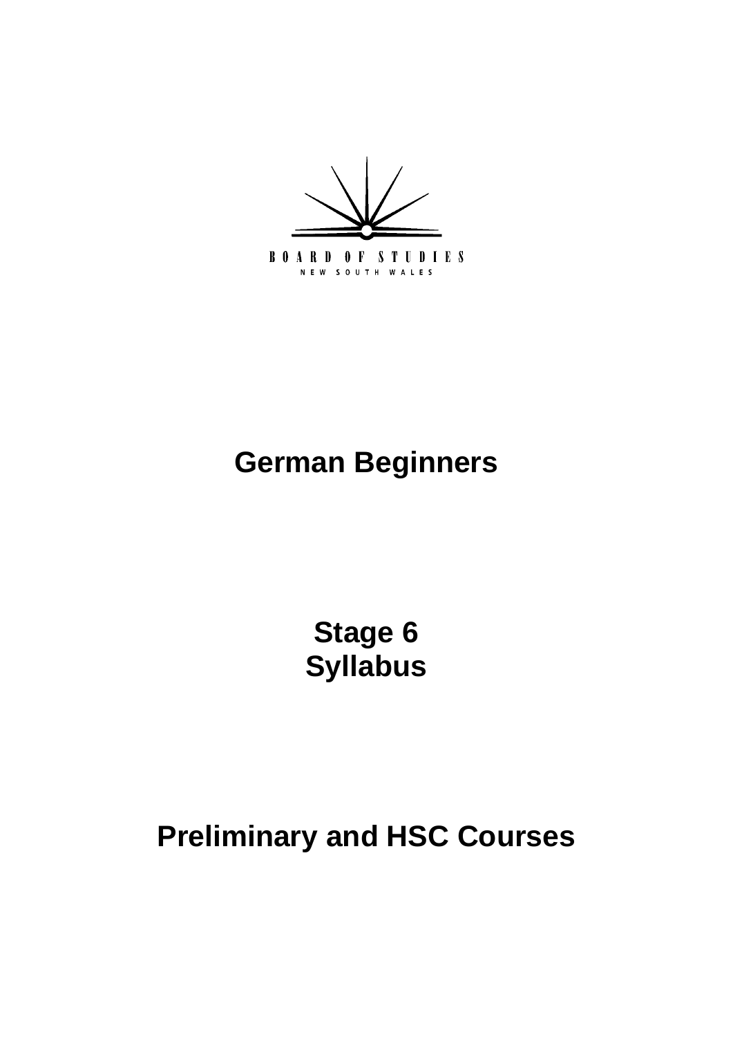BOARD OF STUDIES
NEW SOUTH WALES

# German Beginners

# Stage 6 Syllabus

# Preliminary and HSC Courses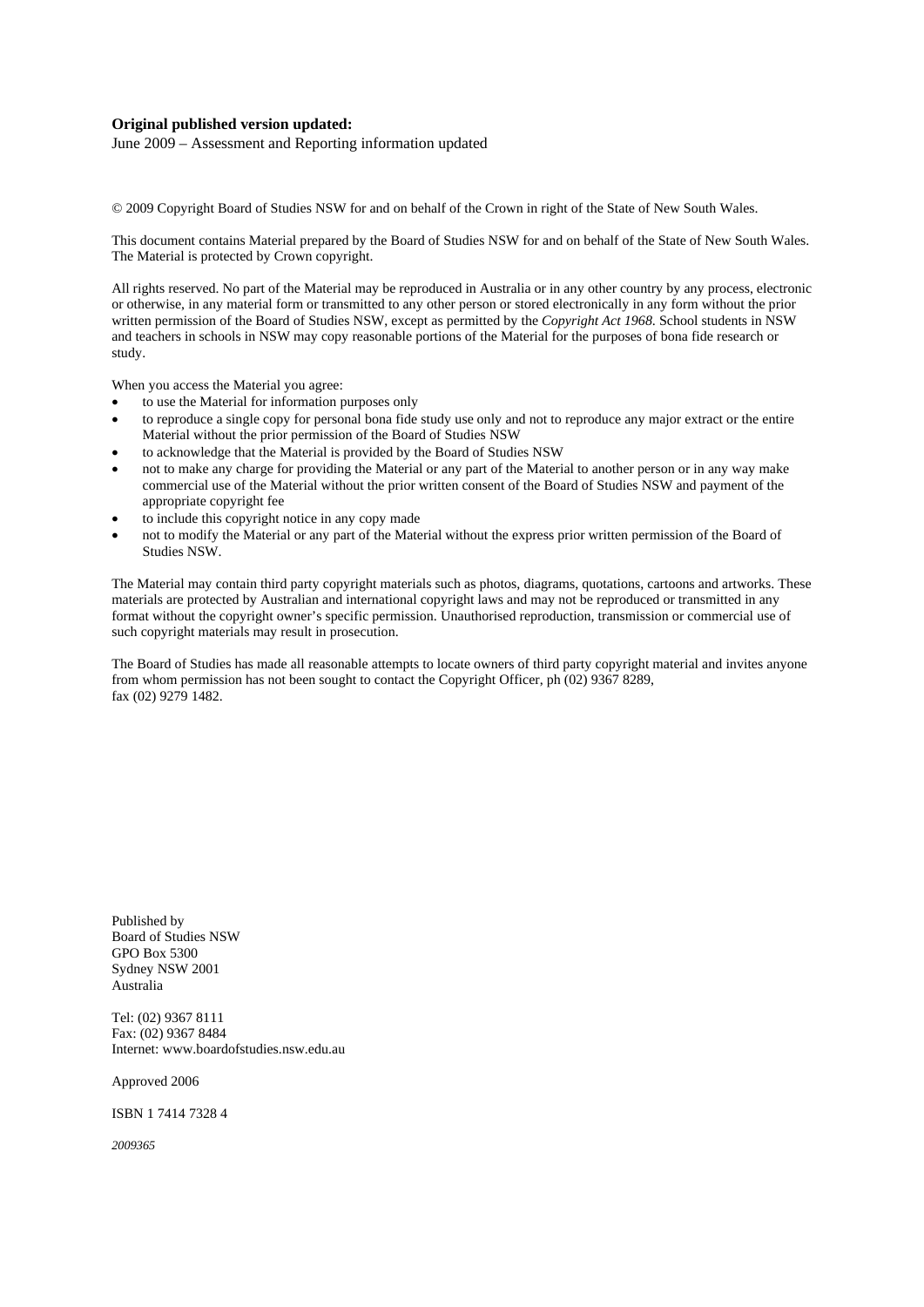**Original published version updated:**
June 2009 – Assessment and Reporting information updated

© 2009 Copyright Board of Studies NSW for and on behalf of the Crown in right of the State of New South Wales.

This document contains Material prepared by the Board of Studies NSW for and on behalf of the State of New South Wales. The Material is protected by Crown copyright.

All rights reserved. No part of the Material may be reproduced in Australia or in any other country by any process, electronic or otherwise, in any material form or transmitted to any other person or stored electronically in any form without the prior written permission of the Board of Studies NSW, except as permitted by the *Copyright Act 1968*. School students in NSW and teachers in schools in NSW may copy reasonable portions of the Material for the purposes of bona fide research or study.

When you access the Material you agree:

- to use the Material for information purposes only
- to reproduce a single copy for personal bona fide study use only and not to reproduce any major extract or the entire Material without the prior permission of the Board of Studies NSW
- to acknowledge that the Material is provided by the Board of Studies NSW
- not to make any charge for providing the Material or any part of the Material to another person or in any way make commercial use of the Material without the prior written consent of the Board of Studies NSW and payment of the appropriate copyright fee
- to include this copyright notice in any copy made
- not to modify the Material or any part of the Material without the express prior written permission of the Board of Studies NSW.

The Material may contain third party copyright materials such as photos, diagrams, quotations, cartoons and artworks. These materials are protected by Australian and international copyright laws and may not be reproduced or transmitted in any format without the copyright owner's specific permission. Unauthorised reproduction, transmission or commercial use of such copyright materials may result in prosecution.

The Board of Studies has made all reasonable attempts to locate owners of third party copyright material and invites anyone from whom permission has not been sought to contact the Copyright Officer, ph (02) 9367 8289, fax (02) 9279 1482.

Published by
Board of Studies NSW
GPO Box 5300
Sydney NSW 2001
Australia

Tel: (02) 9367 8111
Fax: (02) 9367 8484
Internet: www.boardofstudies.nsw.edu.au

Approved 2006

ISBN 1 7414 7328 4

*2009365*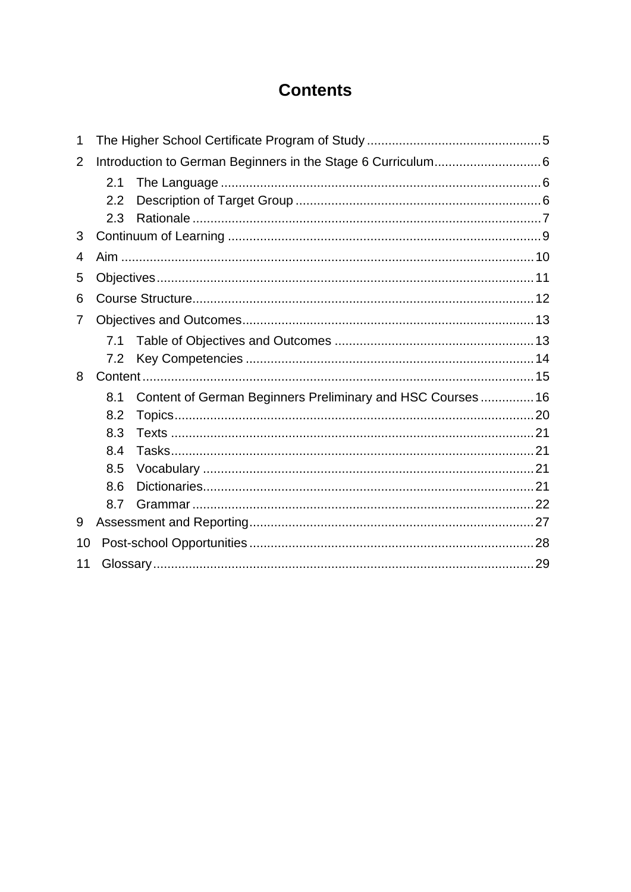# Contents

1 The Higher School Certificate Program of Study ........ 5

2 Introduction to German Beginners in the Stage 6 Curriculum ........ 6

- 2.1 The Language ........ 6
- 2.2 Description of Target Group ........ 6
- 2.3 Rationale ........ 7

3 Continuum of Learning ........ 9

4 Aim ........ 10

5 Objectives ........ 11

6 Course Structure ........ 12

7 Objectives and Outcomes ........ 13

- 7.1 Table of Objectives and Outcomes ........ 13
- 7.2 Key Competencies ........ 14

8 Content ........ 15

- 8.1 Content of German Beginners Preliminary and HSC Courses ........ 16
- 8.2 Topics ........ 20
- 8.3 Texts ........ 21
- 8.4 Tasks ........ 21
- 8.5 Vocabulary ........ 21
- 8.6 Dictionaries ........ 21
- 8.7 Grammar ........ 22

9 Assessment and Reporting ........ 27

10 Post-school Opportunities ........ 28

11 Glossary ........ 29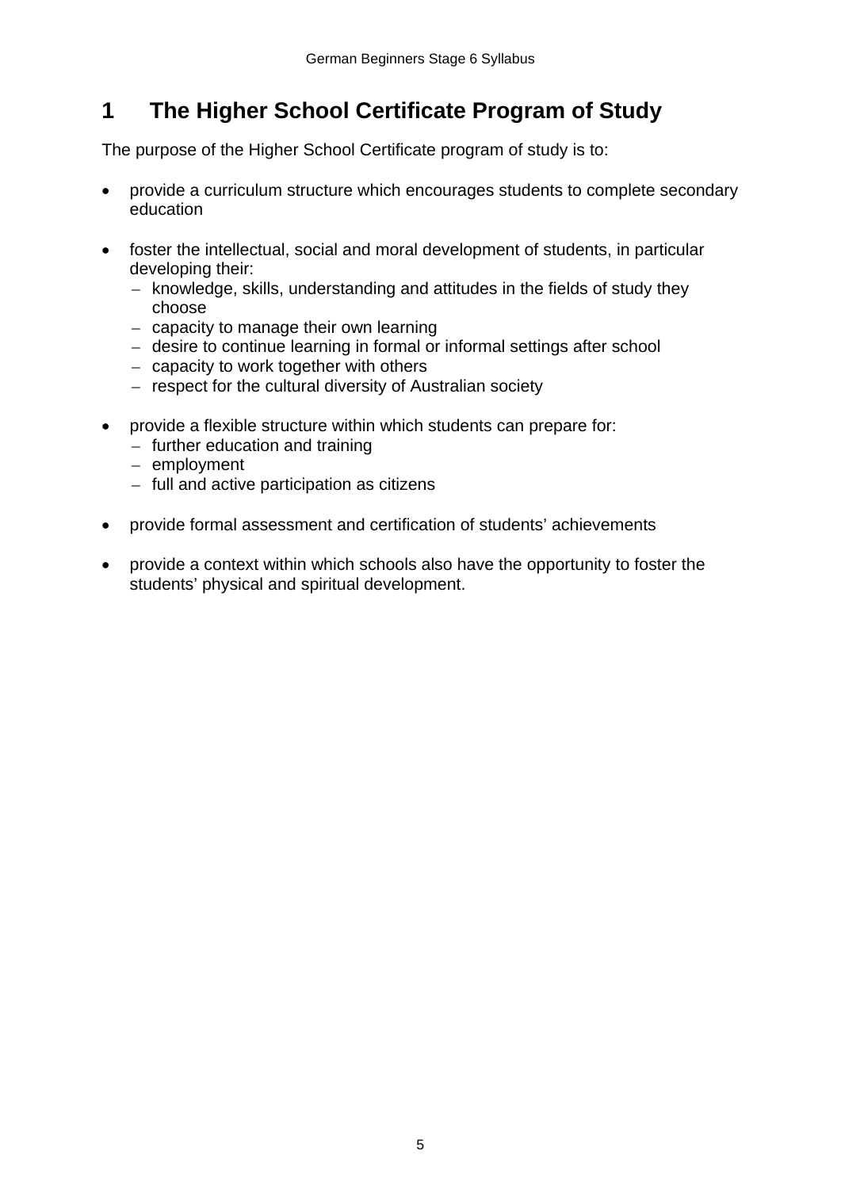# 1 The Higher School Certificate Program of Study

The purpose of the Higher School Certificate program of study is to:

- provide a curriculum structure which encourages students to complete secondary education
- foster the intellectual, social and moral development of students, in particular developing their:
  - knowledge, skills, understanding and attitudes in the fields of study they choose
  - capacity to manage their own learning
  - desire to continue learning in formal or informal settings after school
  - capacity to work together with others
  - respect for the cultural diversity of Australian society
- provide a flexible structure within which students can prepare for:
  - further education and training
  - employment
  - full and active participation as citizens
- provide formal assessment and certification of students' achievements
- provide a context within which schools also have the opportunity to foster the students' physical and spiritual development.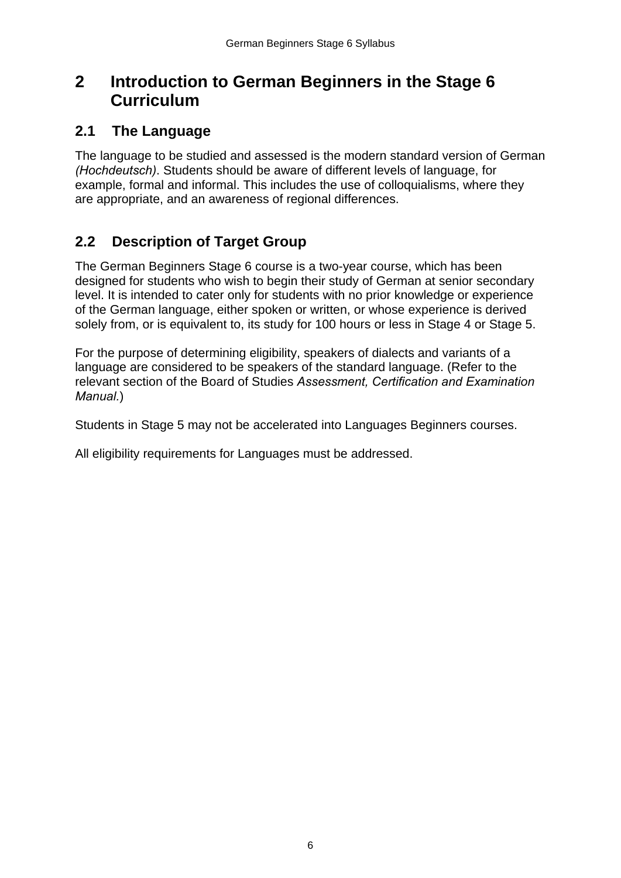# 2 Introduction to German Beginners in the Stage 6 Curriculum

## 2.1 The Language

The language to be studied and assessed is the modern standard version of German *(Hochdeutsch)*. Students should be aware of different levels of language, for example, formal and informal. This includes the use of colloquialisms, where they are appropriate, and an awareness of regional differences.

## 2.2 Description of Target Group

The German Beginners Stage 6 course is a two-year course, which has been designed for students who wish to begin their study of German at senior secondary level. It is intended to cater only for students with no prior knowledge or experience of the German language, either spoken or written, or whose experience is derived solely from, or is equivalent to, its study for 100 hours or less in Stage 4 or Stage 5.

For the purpose of determining eligibility, speakers of dialects and variants of a language are considered to be speakers of the standard language. (Refer to the relevant section of the Board of Studies *Assessment, Certification and Examination Manual.*)

Students in Stage 5 may not be accelerated into Languages Beginners courses.

All eligibility requirements for Languages must be addressed.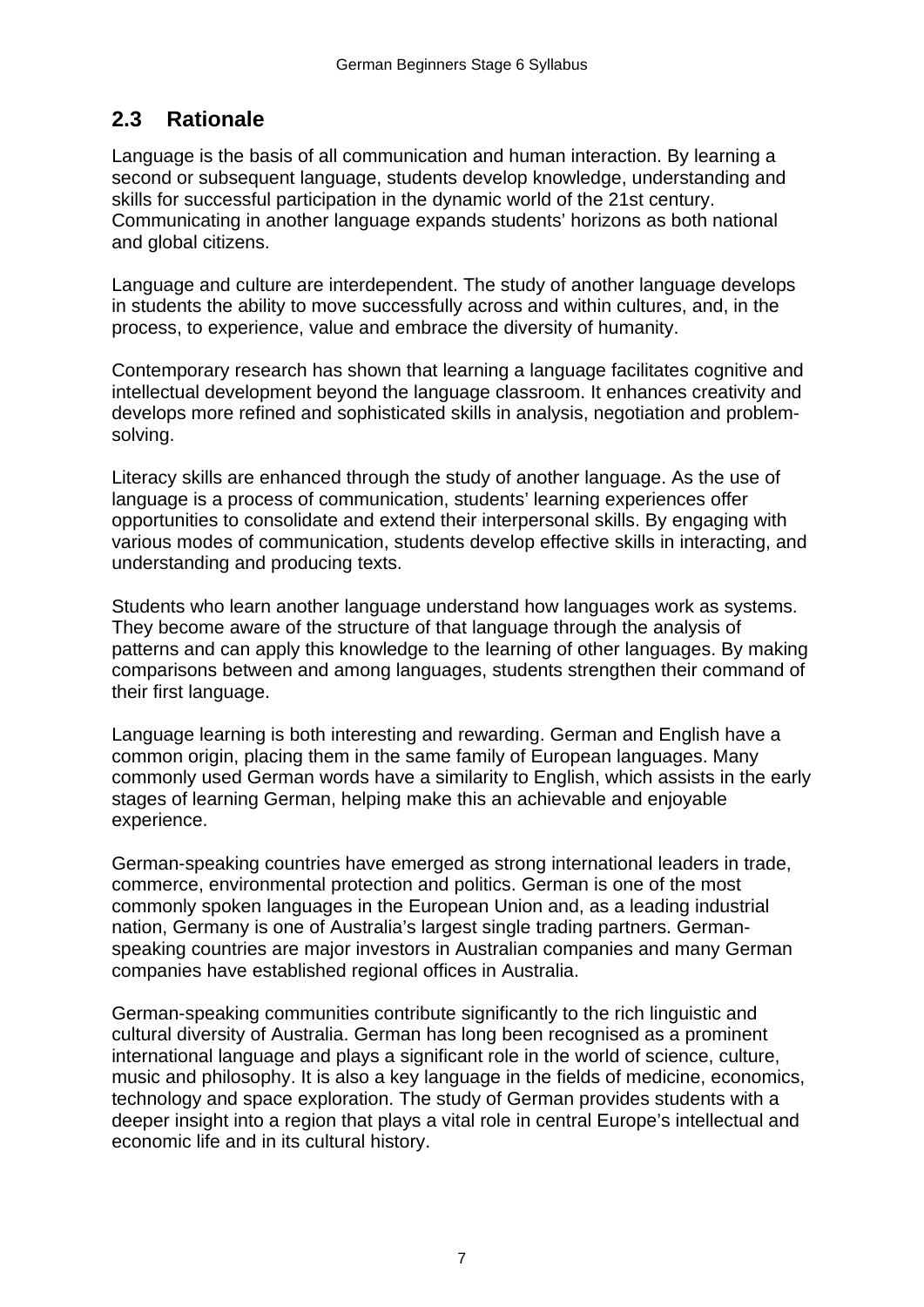## 2.3 Rationale

Language is the basis of all communication and human interaction. By learning a second or subsequent language, students develop knowledge, understanding and skills for successful participation in the dynamic world of the 21st century. Communicating in another language expands students' horizons as both national and global citizens.

Language and culture are interdependent. The study of another language develops in students the ability to move successfully across and within cultures, and, in the process, to experience, value and embrace the diversity of humanity.

Contemporary research has shown that learning a language facilitates cognitive and intellectual development beyond the language classroom. It enhances creativity and develops more refined and sophisticated skills in analysis, negotiation and problem-solving.

Literacy skills are enhanced through the study of another language. As the use of language is a process of communication, students' learning experiences offer opportunities to consolidate and extend their interpersonal skills. By engaging with various modes of communication, students develop effective skills in interacting, and understanding and producing texts.

Students who learn another language understand how languages work as systems. They become aware of the structure of that language through the analysis of patterns and can apply this knowledge to the learning of other languages. By making comparisons between and among languages, students strengthen their command of their first language.

Language learning is both interesting and rewarding. German and English have a common origin, placing them in the same family of European languages. Many commonly used German words have a similarity to English, which assists in the early stages of learning German, helping make this an achievable and enjoyable experience.

German-speaking countries have emerged as strong international leaders in trade, commerce, environmental protection and politics. German is one of the most commonly spoken languages in the European Union and, as a leading industrial nation, Germany is one of Australia's largest single trading partners. German-speaking countries are major investors in Australian companies and many German companies have established regional offices in Australia.

German-speaking communities contribute significantly to the rich linguistic and cultural diversity of Australia. German has long been recognised as a prominent international language and plays a significant role in the world of science, culture, music and philosophy. It is also a key language in the fields of medicine, economics, technology and space exploration. The study of German provides students with a deeper insight into a region that plays a vital role in central Europe's intellectual and economic life and in its cultural history.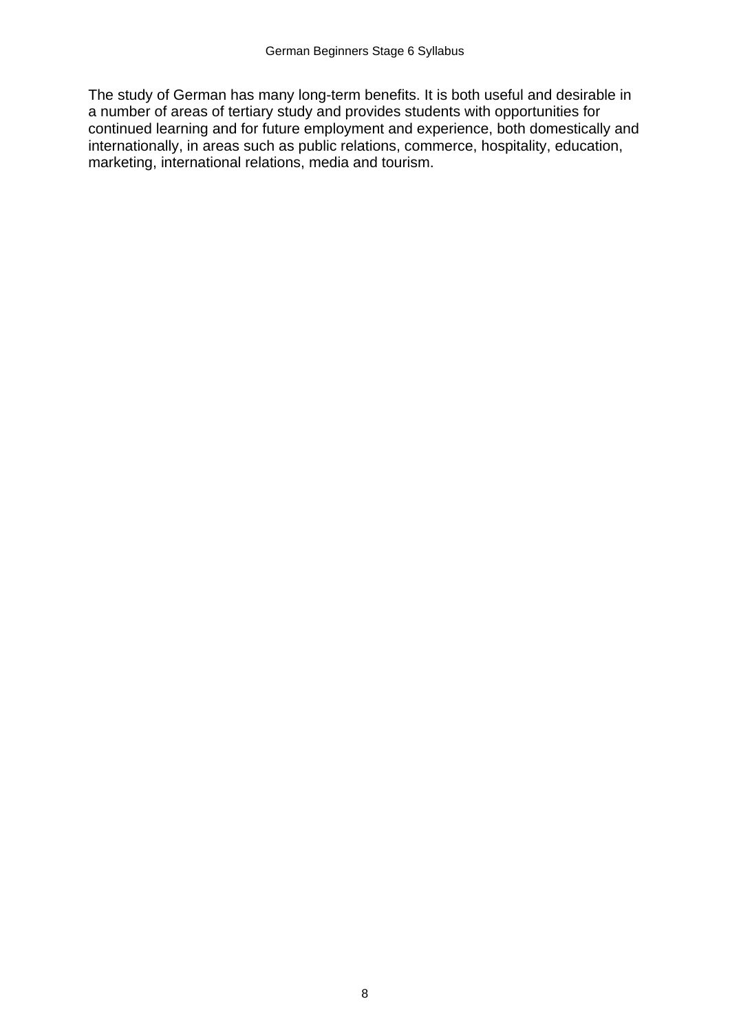The study of German has many long-term benefits. It is both useful and desirable in a number of areas of tertiary study and provides students with opportunities for continued learning and for future employment and experience, both domestically and internationally, in areas such as public relations, commerce, hospitality, education, marketing, international relations, media and tourism.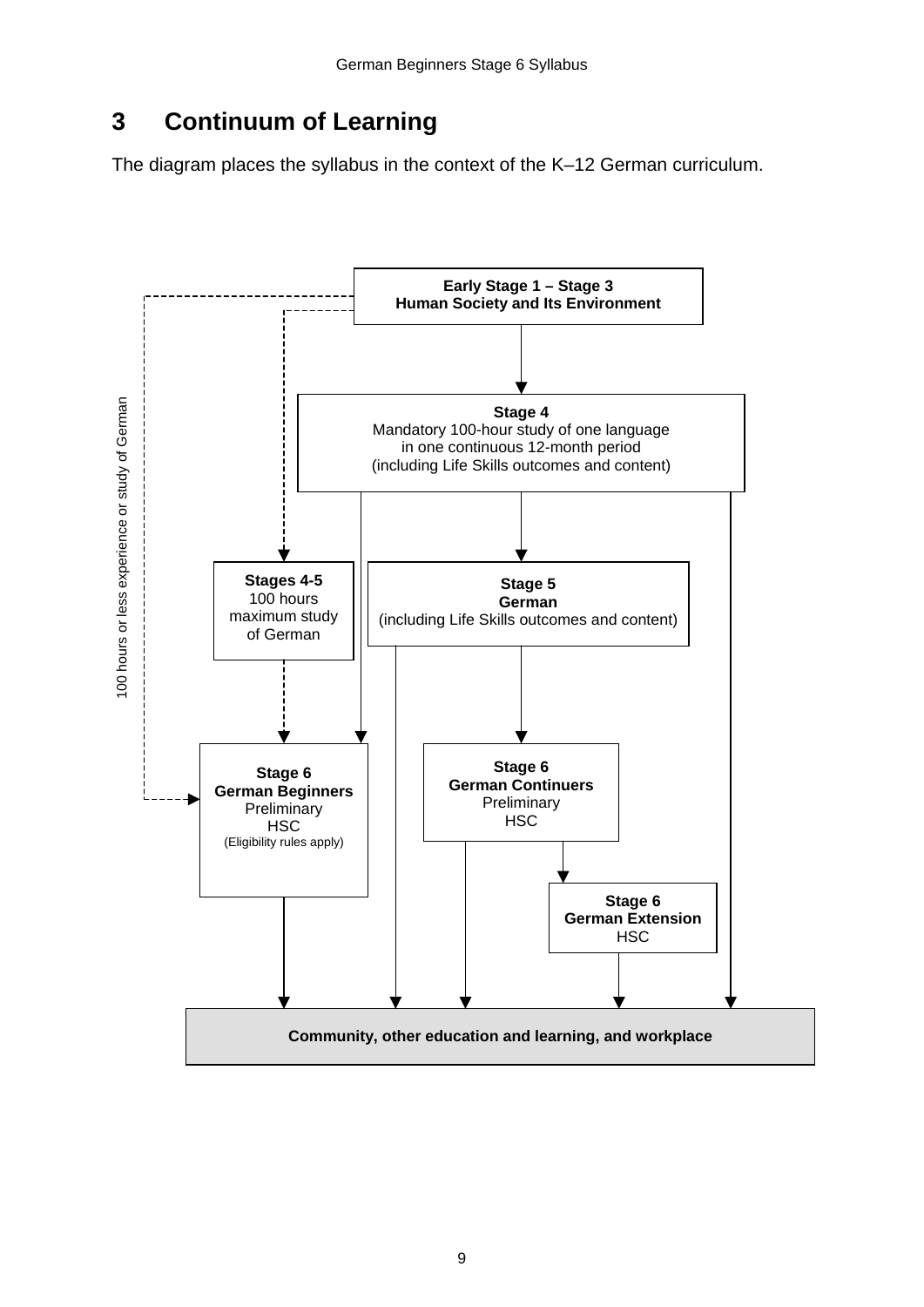# 3 Continuum of Learning

The diagram places the syllabus in the context of the K–12 German curriculum.

**Early Stage 1 – Stage 3**
**Human Society and Its Environment**

**Stage 4**
Mandatory 100-hour study of one language
in one continuous 12-month period
(including Life Skills outcomes and content)

**Stages 4-5**
100 hours
maximum study
of German

**Stage 5**
**German**
(including Life Skills outcomes and content)

100 hours or less experience or study of German

**Stage 6**
**German Beginners**
Preliminary
HSC
(Eligibility rules apply)

**Stage 6**
**German Continuers**
Preliminary
HSC

**Stage 6**
**German Extension**
HSC

**Community, other education and learning, and workplace**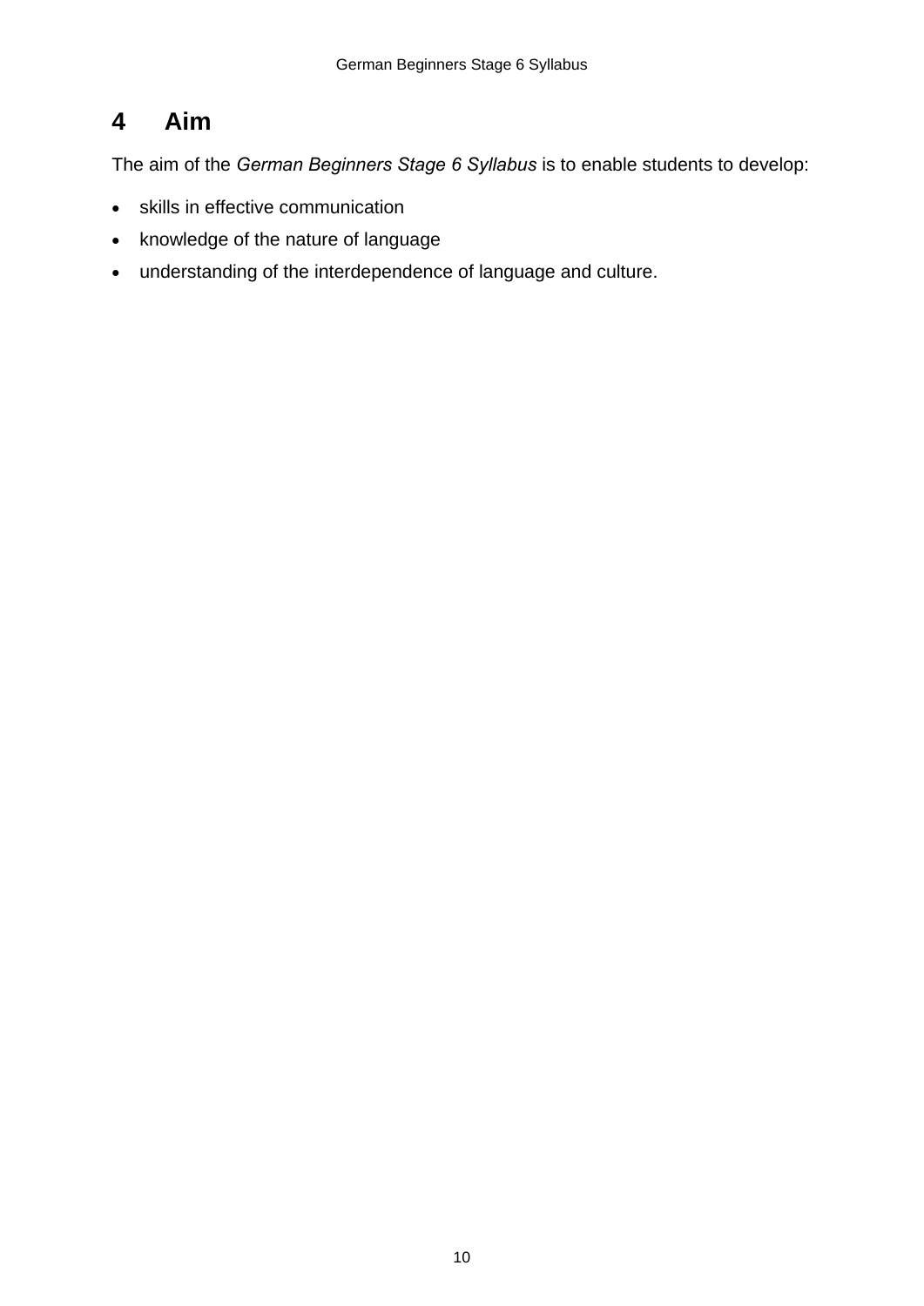# 4 Aim

The aim of the *German Beginners Stage 6 Syllabus* is to enable students to develop:

- skills in effective communication
- knowledge of the nature of language
- understanding of the interdependence of language and culture.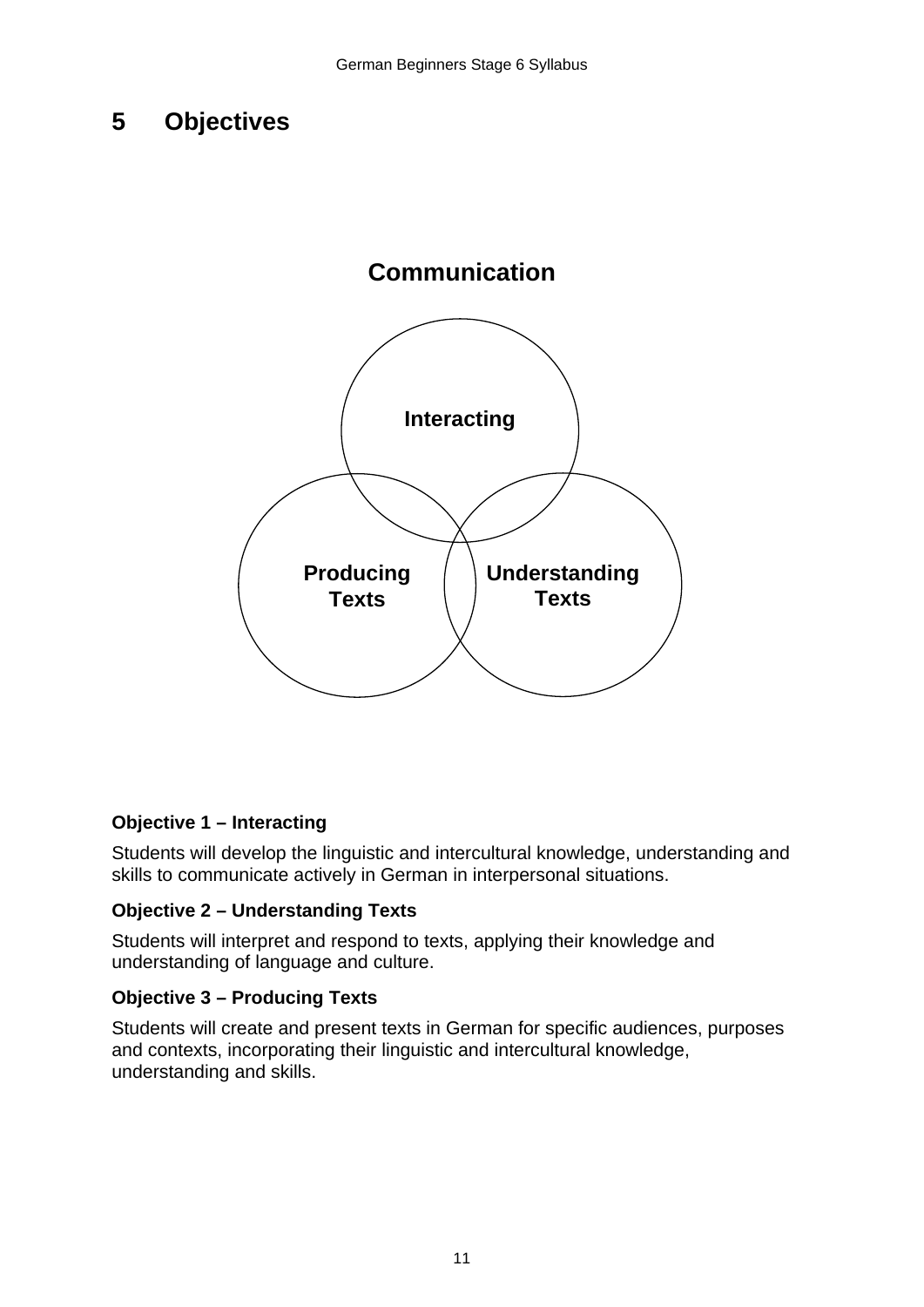# 5 Objectives

**Communication**

Interacting

Producing Texts

Understanding Texts

**Objective 1 – Interacting**

Students will develop the linguistic and intercultural knowledge, understanding and skills to communicate actively in German in interpersonal situations.

**Objective 2 – Understanding Texts**

Students will interpret and respond to texts, applying their knowledge and understanding of language and culture.

**Objective 3 – Producing Texts**

Students will create and present texts in German for specific audiences, purposes and contexts, incorporating their linguistic and intercultural knowledge, understanding and skills.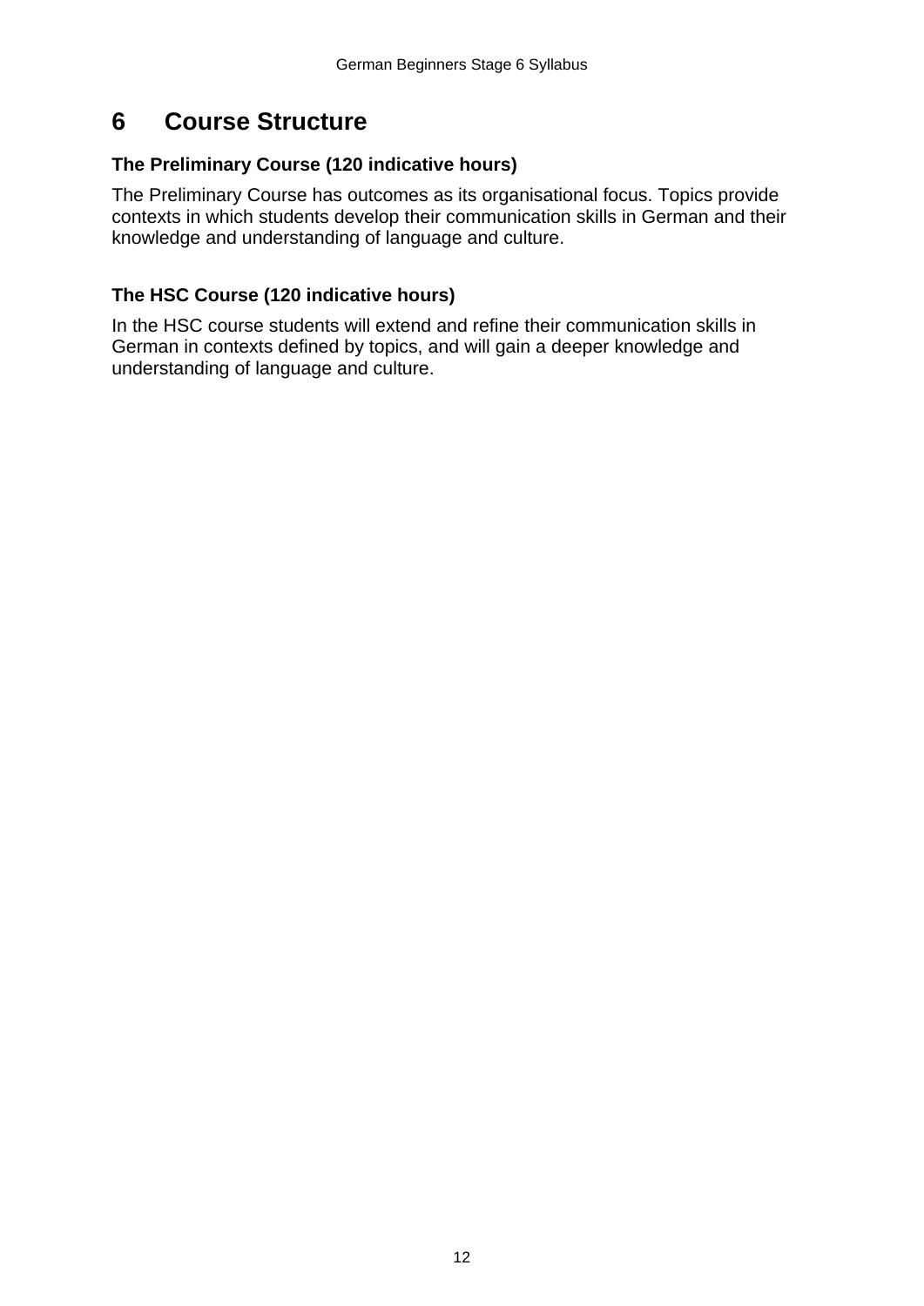# 6 Course Structure

**The Preliminary Course (120 indicative hours)**

The Preliminary Course has outcomes as its organisational focus. Topics provide contexts in which students develop their communication skills in German and their knowledge and understanding of language and culture.

**The HSC Course (120 indicative hours)**

In the HSC course students will extend and refine their communication skills in German in contexts defined by topics, and will gain a deeper knowledge and understanding of language and culture.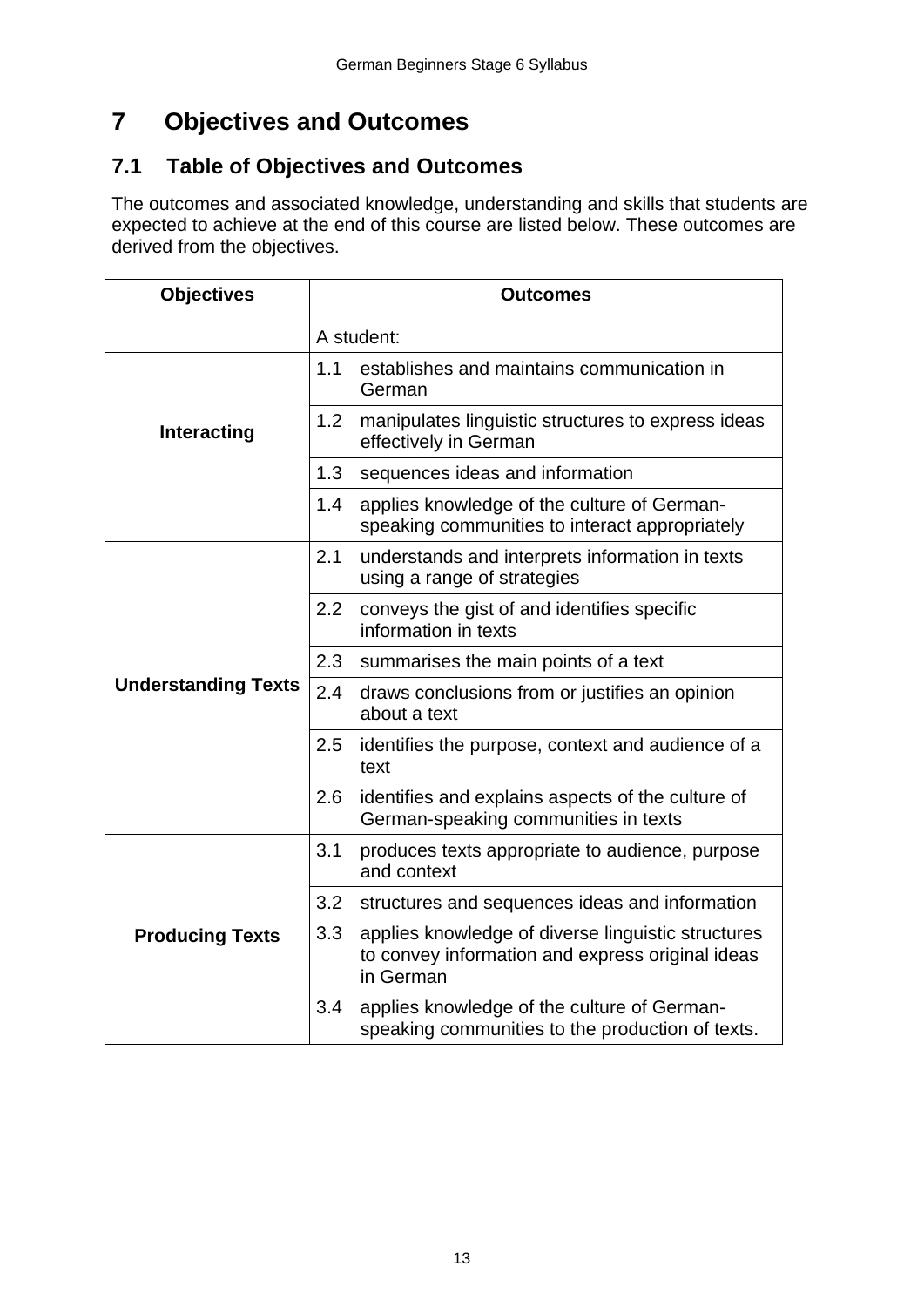# 7 Objectives and Outcomes

## 7.1 Table of Objectives and Outcomes

The outcomes and associated knowledge, understanding and skills that students are expected to achieve at the end of this course are listed below. These outcomes are derived from the objectives.

| Objectives | Outcomes |
|---|---|
| | A student: |
| **Interacting** | 1.1 establishes and maintains communication in German |
| | 1.2 manipulates linguistic structures to express ideas effectively in German |
| | 1.3 sequences ideas and information |
| | 1.4 applies knowledge of the culture of German-speaking communities to interact appropriately |
| **Understanding Texts** | 2.1 understands and interprets information in texts using a range of strategies |
| | 2.2 conveys the gist of and identifies specific information in texts |
| | 2.3 summarises the main points of a text |
| | 2.4 draws conclusions from or justifies an opinion about a text |
| | 2.5 identifies the purpose, context and audience of a text |
| | 2.6 identifies and explains aspects of the culture of German-speaking communities in texts |
| **Producing Texts** | 3.1 produces texts appropriate to audience, purpose and context |
| | 3.2 structures and sequences ideas and information |
| | 3.3 applies knowledge of diverse linguistic structures to convey information and express original ideas in German |
| | 3.4 applies knowledge of the culture of German-speaking communities to the production of texts. |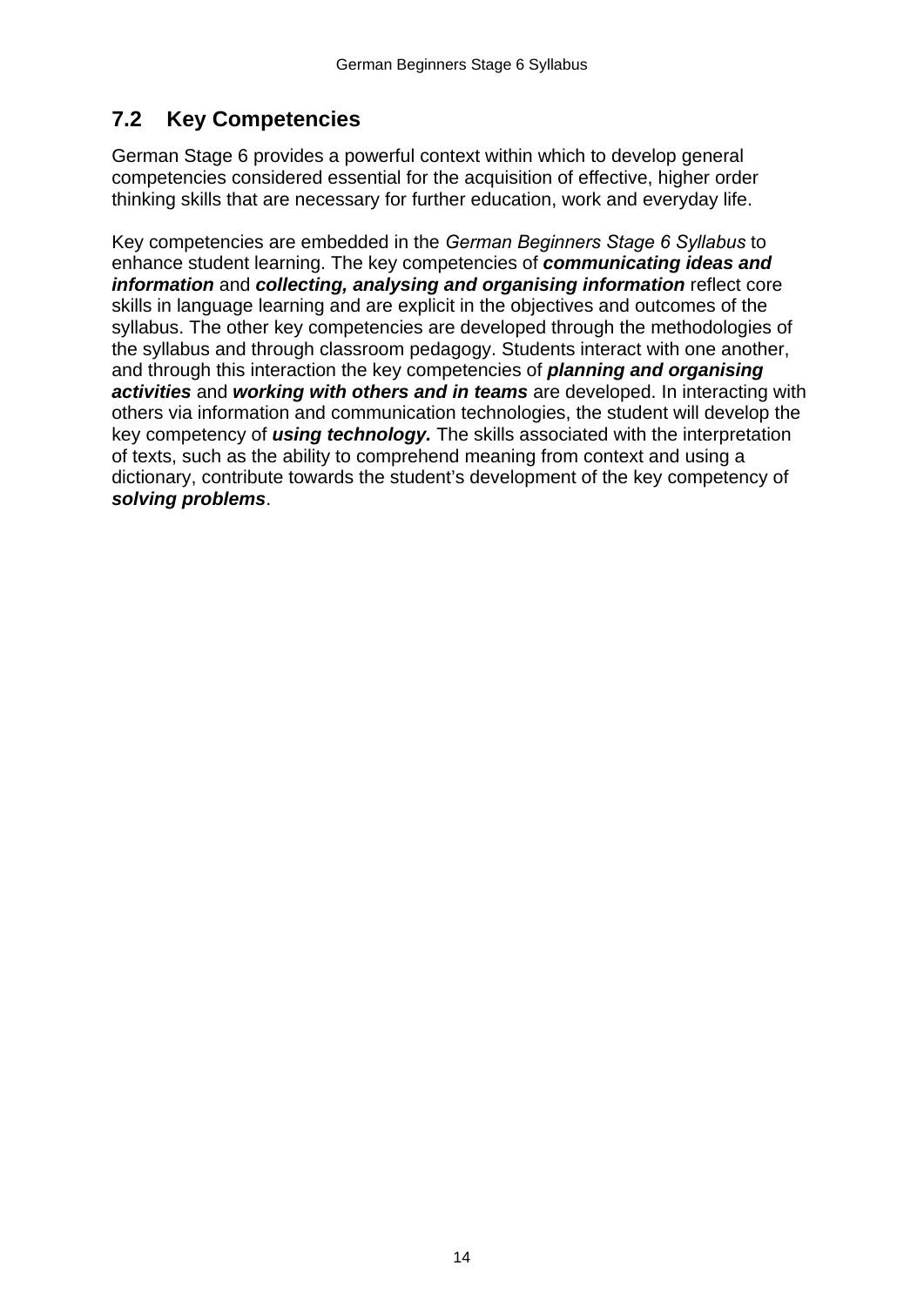## 7.2 Key Competencies

German Stage 6 provides a powerful context within which to develop general competencies considered essential for the acquisition of effective, higher order thinking skills that are necessary for further education, work and everyday life.

Key competencies are embedded in the *German Beginners Stage 6 Syllabus* to enhance student learning. The key competencies of ***communicating ideas and information*** and ***collecting, analysing and organising information*** reflect core skills in language learning and are explicit in the objectives and outcomes of the syllabus. The other key competencies are developed through the methodologies of the syllabus and through classroom pedagogy. Students interact with one another, and through this interaction the key competencies of ***planning and organising activities*** and ***working with others and in teams*** are developed. In interacting with others via information and communication technologies, the student will develop the key competency of ***using technology.*** The skills associated with the interpretation of texts, such as the ability to comprehend meaning from context and using a dictionary, contribute towards the student's development of the key competency of ***solving problems***.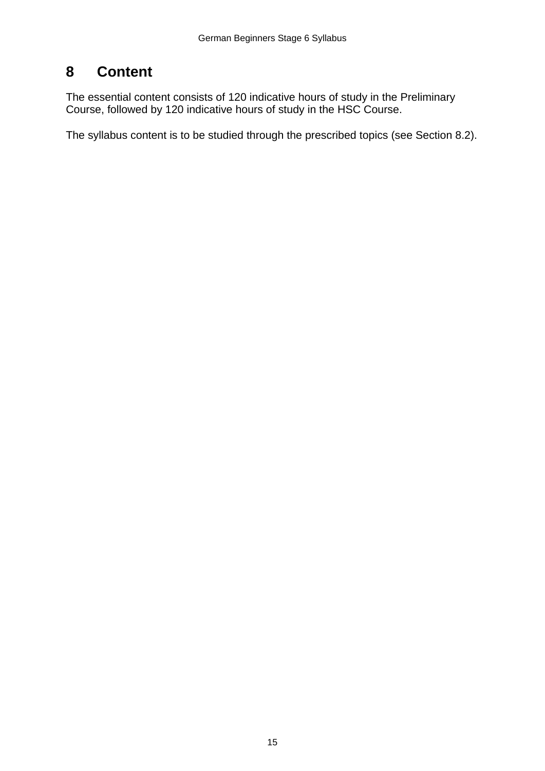# 8 Content

The essential content consists of 120 indicative hours of study in the Preliminary Course, followed by 120 indicative hours of study in the HSC Course.

The syllabus content is to be studied through the prescribed topics (see Section 8.2).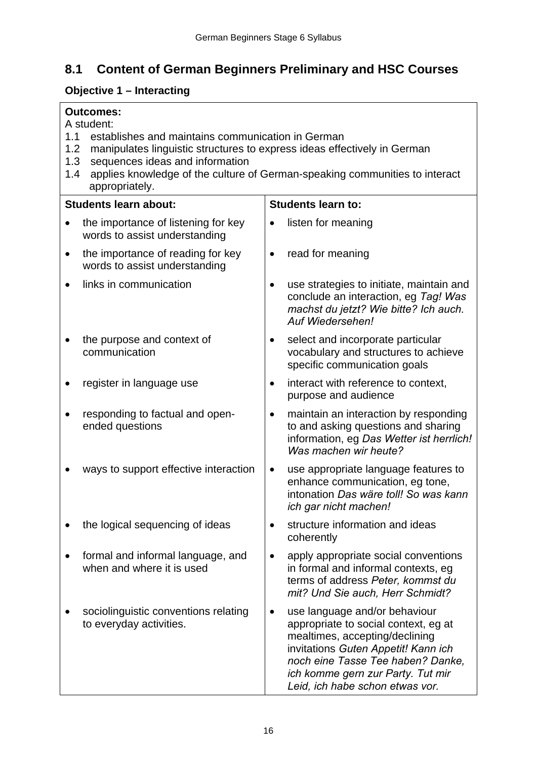## 8.1 Content of German Beginners Preliminary and HSC Courses

### Objective 1 – Interacting

**Outcomes:**

A student:

1.1 establishes and maintains communication in German
1.2 manipulates linguistic structures to express ideas effectively in German
1.3 sequences ideas and information
1.4 applies knowledge of the culture of German-speaking communities to interact appropriately.

| Students learn about: | Students learn to: |
|---|---|
| • the importance of listening for key words to assist understanding | • listen for meaning |
| • the importance of reading for key words to assist understanding | • read for meaning |
| • links in communication | • use strategies to initiate, maintain and conclude an interaction, eg *Tag! Was machst du jetzt? Wie bitte? Ich auch. Auf Wiedersehen!* |
| • the purpose and context of communication | • select and incorporate particular vocabulary and structures to achieve specific communication goals |
| • register in language use | • interact with reference to context, purpose and audience |
| • responding to factual and open-ended questions | • maintain an interaction by responding to and asking questions and sharing information, eg *Das Wetter ist herrlich! Was machen wir heute?* |
| • ways to support effective interaction | • use appropriate language features to enhance communication, eg tone, intonation *Das wäre toll! So was kann ich gar nicht machen!* |
| • the logical sequencing of ideas | • structure information and ideas coherently |
| • formal and informal language, and when and where it is used | • apply appropriate social conventions in formal and informal contexts, eg terms of address *Peter, kommst du mit? Und Sie auch, Herr Schmidt?* |
| • sociolinguistic conventions relating to everyday activities. | • use language and/or behaviour appropriate to social context, eg at mealtimes, accepting/declining invitations *Guten Appetit! Kann ich noch eine Tasse Tee haben? Danke, ich komme gern zur Party. Tut mir Leid, ich habe schon etwas vor.* |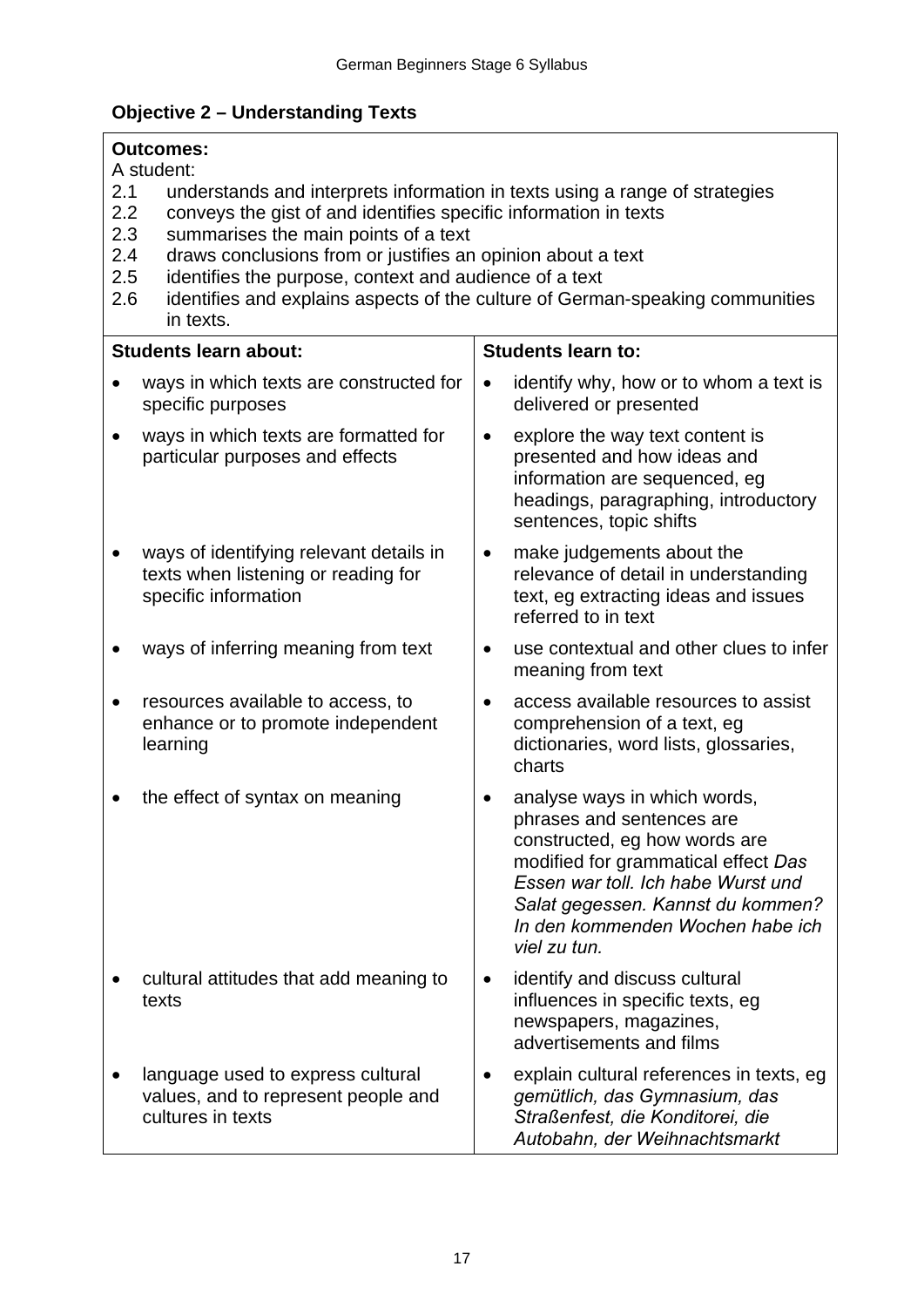### Objective 2 – Understanding Texts

**Outcomes:**

A student:

2.1 understands and interprets information in texts using a range of strategies
2.2 conveys the gist of and identifies specific information in texts
2.3 summarises the main points of a text
2.4 draws conclusions from or justifies an opinion about a text
2.5 identifies the purpose, context and audience of a text
2.6 identifies and explains aspects of the culture of German-speaking communities in texts.

| Students learn about: | Students learn to: |
|---|---|
| • ways in which texts are constructed for specific purposes | • identify why, how or to whom a text is delivered or presented |
| • ways in which texts are formatted for particular purposes and effects | • explore the way text content is presented and how ideas and information are sequenced, eg headings, paragraphing, introductory sentences, topic shifts |
| • ways of identifying relevant details in texts when listening or reading for specific information | • make judgements about the relevance of detail in understanding text, eg extracting ideas and issues referred to in text |
| • ways of inferring meaning from text | • use contextual and other clues to infer meaning from text |
| • resources available to access, to enhance or to promote independent learning | • access available resources to assist comprehension of a text, eg dictionaries, word lists, glossaries, charts |
| • the effect of syntax on meaning | • analyse ways in which words, phrases and sentences are constructed, eg how words are modified for grammatical effect *Das Essen war toll. Ich habe Wurst und Salat gegessen. Kannst du kommen? In den kommenden Wochen habe ich viel zu tun.* |
| • cultural attitudes that add meaning to texts | • identify and discuss cultural influences in specific texts, eg newspapers, magazines, advertisements and films |
| • language used to express cultural values, and to represent people and cultures in texts | • explain cultural references in texts, eg *gemütlich, das Gymnasium, das Straßenfest, die Konditorei, die Autobahn, der Weihnachtsmarkt* |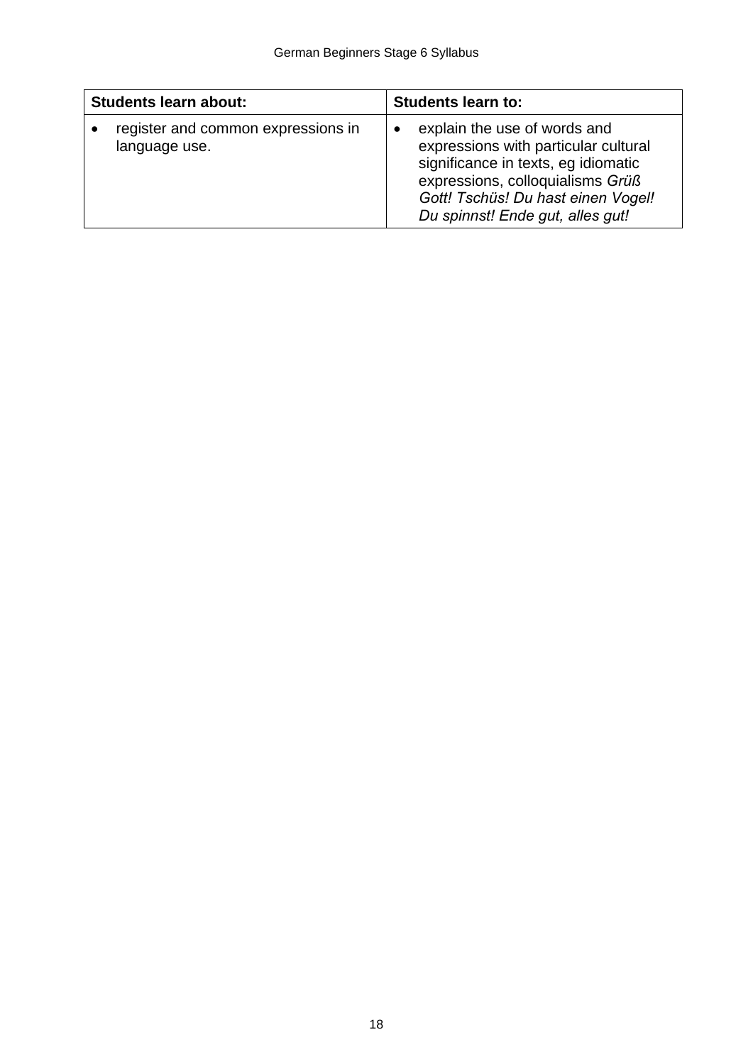| Students learn about: | Students learn to: |
| --- | --- |
| • register and common expressions in language use. | • explain the use of words and expressions with particular cultural significance in texts, eg idiomatic expressions, colloquialisms *Grüß Gott! Tschüs! Du hast einen Vogel! Du spinnst! Ende gut, alles gut!* |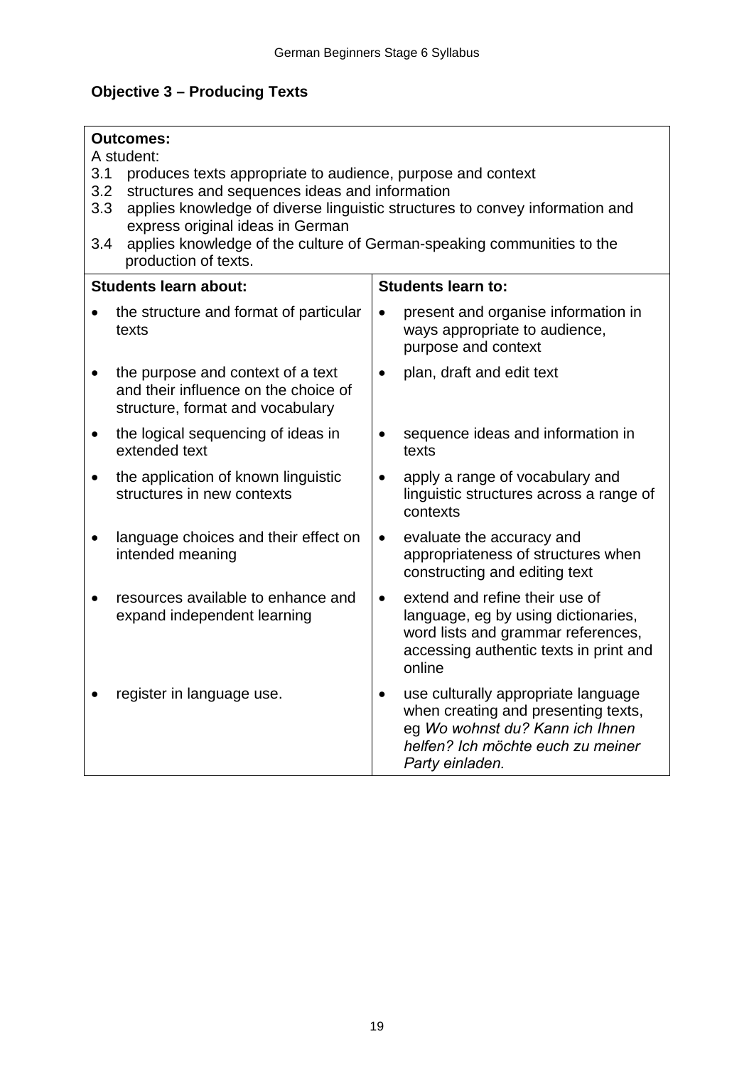## Objective 3 – Producing Texts

**Outcomes:**

A student:

3.1 produces texts appropriate to audience, purpose and context
3.2 structures and sequences ideas and information
3.3 applies knowledge of diverse linguistic structures to convey information and express original ideas in German
3.4 applies knowledge of the culture of German-speaking communities to the production of texts.

| Students learn about: | Students learn to: |
|---|---|
| • the structure and format of particular texts | • present and organise information in ways appropriate to audience, purpose and context |
| • the purpose and context of a text and their influence on the choice of structure, format and vocabulary | • plan, draft and edit text |
| • the logical sequencing of ideas in extended text | • sequence ideas and information in texts |
| • the application of known linguistic structures in new contexts | • apply a range of vocabulary and linguistic structures across a range of contexts |
| • language choices and their effect on intended meaning | • evaluate the accuracy and appropriateness of structures when constructing and editing text |
| • resources available to enhance and expand independent learning | • extend and refine their use of language, eg by using dictionaries, word lists and grammar references, accessing authentic texts in print and online |
| • register in language use. | • use culturally appropriate language when creating and presenting texts, eg *Wo wohnst du? Kann ich Ihnen helfen? Ich möchte euch zu meiner Party einladen.* |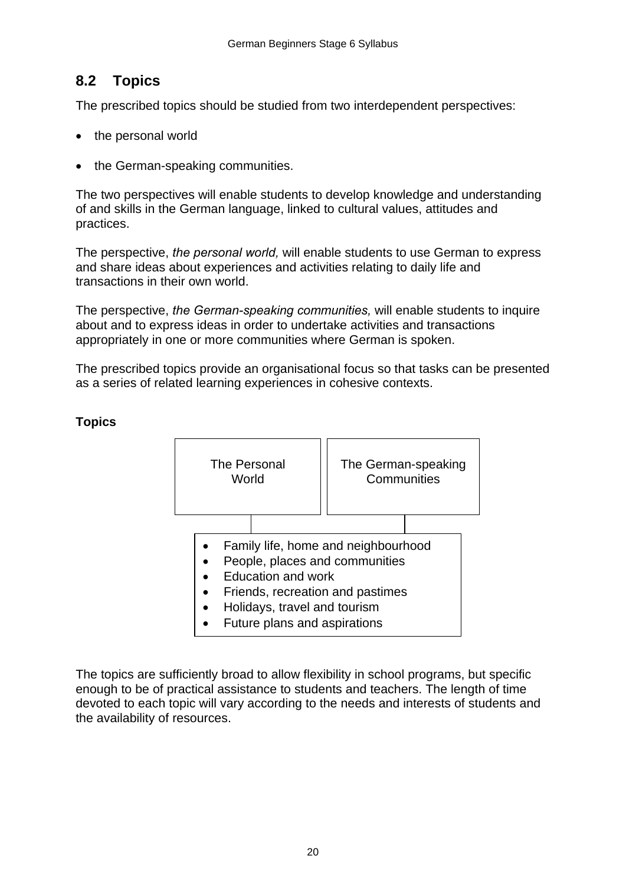## 8.2 Topics

The prescribed topics should be studied from two interdependent perspectives:

- the personal world
- the German-speaking communities.

The two perspectives will enable students to develop knowledge and understanding of and skills in the German language, linked to cultural values, attitudes and practices.

The perspective, *the personal world,* will enable students to use German to express and share ideas about experiences and activities relating to daily life and transactions in their own world.

The perspective, *the German-speaking communities,* will enable students to inquire about and to express ideas in order to undertake activities and transactions appropriately in one or more communities where German is spoken.

The prescribed topics provide an organisational focus so that tasks can be presented as a series of related learning experiences in cohesive contexts.

**Topics**

| The Personal World | The German-speaking Communities |
|---|---|

- Family life, home and neighbourhood
- People, places and communities
- Education and work
- Friends, recreation and pastimes
- Holidays, travel and tourism
- Future plans and aspirations

The topics are sufficiently broad to allow flexibility in school programs, but specific enough to be of practical assistance to students and teachers. The length of time devoted to each topic will vary according to the needs and interests of students and the availability of resources.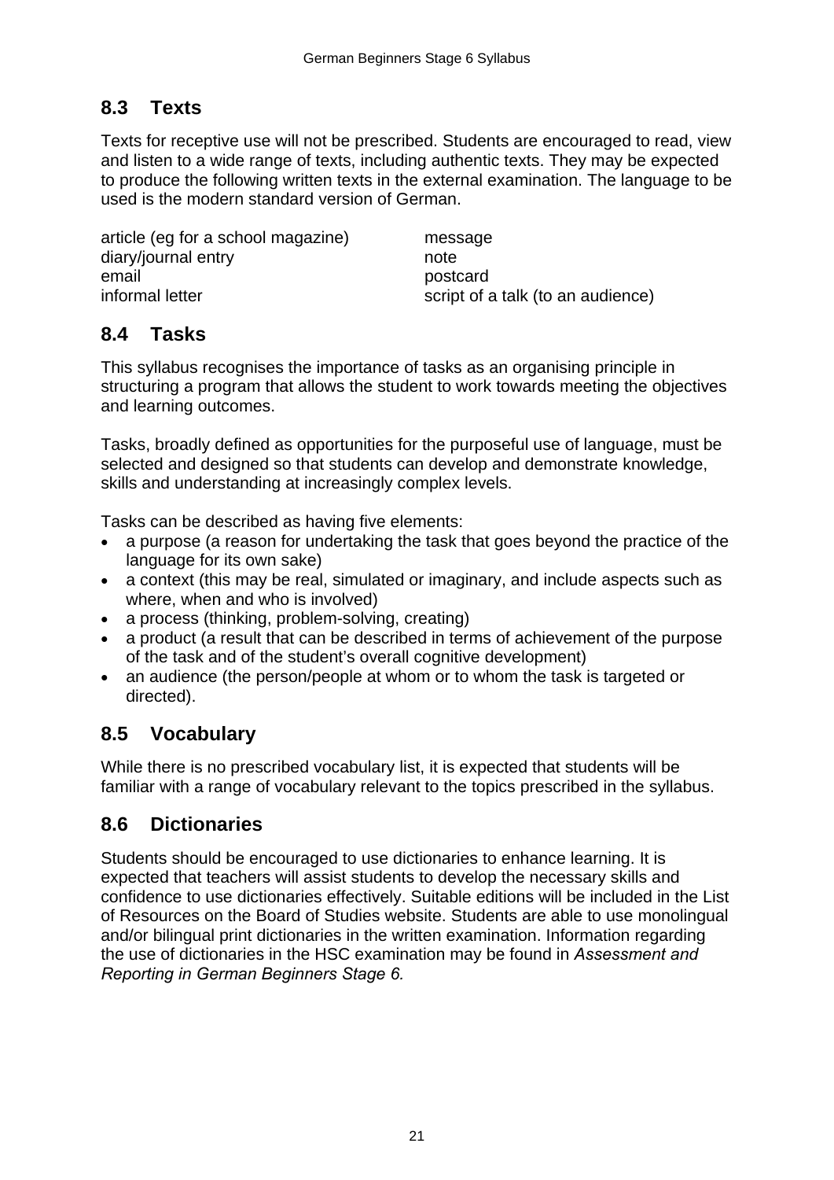## 8.3 Texts

Texts for receptive use will not be prescribed. Students are encouraged to read, view and listen to a wide range of texts, including authentic texts. They may be expected to produce the following written texts in the external examination. The language to be used is the modern standard version of German.

| | |
|---|---|
| article (eg for a school magazine) | message |
| diary/journal entry | note |
| email | postcard |
| informal letter | script of a talk (to an audience) |

## 8.4 Tasks

This syllabus recognises the importance of tasks as an organising principle in structuring a program that allows the student to work towards meeting the objectives and learning outcomes.

Tasks, broadly defined as opportunities for the purposeful use of language, must be selected and designed so that students can develop and demonstrate knowledge, skills and understanding at increasingly complex levels.

Tasks can be described as having five elements:

- a purpose (a reason for undertaking the task that goes beyond the practice of the language for its own sake)
- a context (this may be real, simulated or imaginary, and include aspects such as where, when and who is involved)
- a process (thinking, problem-solving, creating)
- a product (a result that can be described in terms of achievement of the purpose of the task and of the student's overall cognitive development)
- an audience (the person/people at whom or to whom the task is targeted or directed).

## 8.5 Vocabulary

While there is no prescribed vocabulary list, it is expected that students will be familiar with a range of vocabulary relevant to the topics prescribed in the syllabus.

## 8.6 Dictionaries

Students should be encouraged to use dictionaries to enhance learning. It is expected that teachers will assist students to develop the necessary skills and confidence to use dictionaries effectively. Suitable editions will be included in the List of Resources on the Board of Studies website. Students are able to use monolingual and/or bilingual print dictionaries in the written examination. Information regarding the use of dictionaries in the HSC examination may be found in *Assessment and Reporting in German Beginners Stage 6.*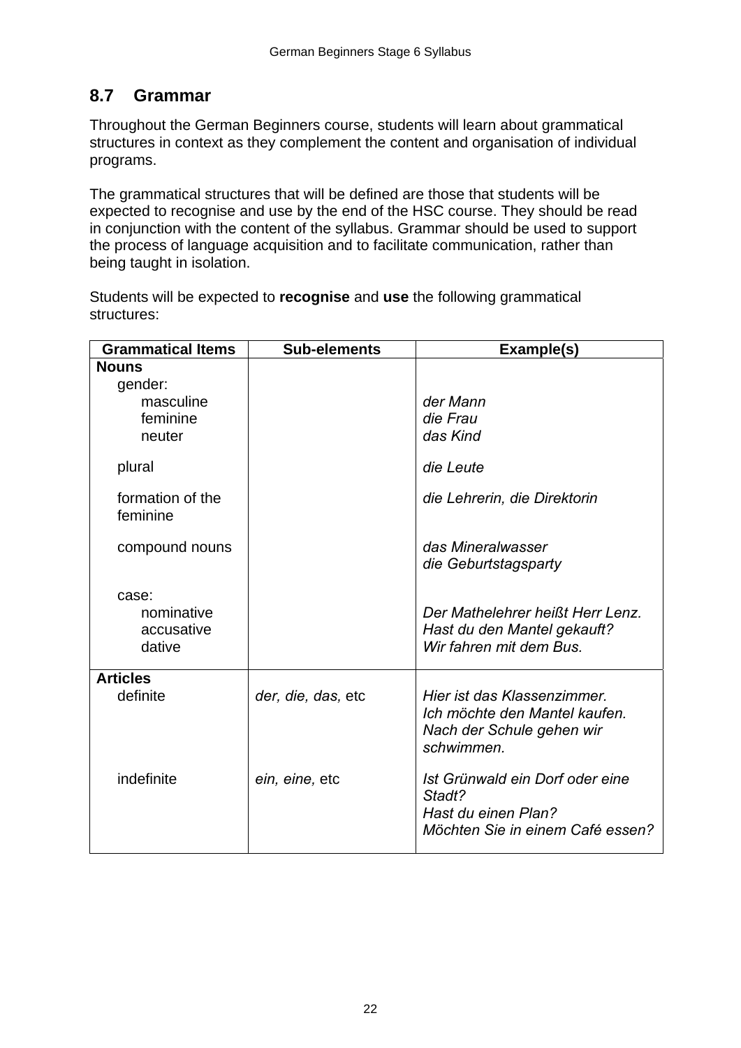## 8.7 Grammar

Throughout the German Beginners course, students will learn about grammatical structures in context as they complement the content and organisation of individual programs.

The grammatical structures that will be defined are those that students will be expected to recognise and use by the end of the HSC course. They should be read in conjunction with the content of the syllabus. Grammar should be used to support the process of language acquisition and to facilitate communication, rather than being taught in isolation.

Students will be expected to **recognise** and **use** the following grammatical structures:

| Grammatical Items | Sub-elements | Example(s) |
|---|---|---|
| **Nouns** | | |
| gender: | | |
| masculine | | *der Mann* |
| feminine | | *die Frau* |
| neuter | | *das Kind* |
| plural | | *die Leute* |
| formation of the feminine | | *die Lehrerin, die Direktorin* |
| compound nouns | | *das Mineralwasser*<br>*die Geburtstagsparty* |
| case: | | |
| nominative | | *Der Mathelehrer heißt Herr Lenz.* |
| accusative | | *Hast du den Mantel gekauft?* |
| dative | | *Wir fahren mit dem Bus.* |
| **Articles** | | |
| definite | *der, die, das,* etc | *Hier ist das Klassenzimmer.*<br>*Ich möchte den Mantel kaufen.*<br>*Nach der Schule gehen wir schwimmen.* |
| indefinite | *ein, eine,* etc | *Ist Grünwald ein Dorf oder eine Stadt?*<br>*Hast du einen Plan?*<br>*Möchten Sie in einem Café essen?* |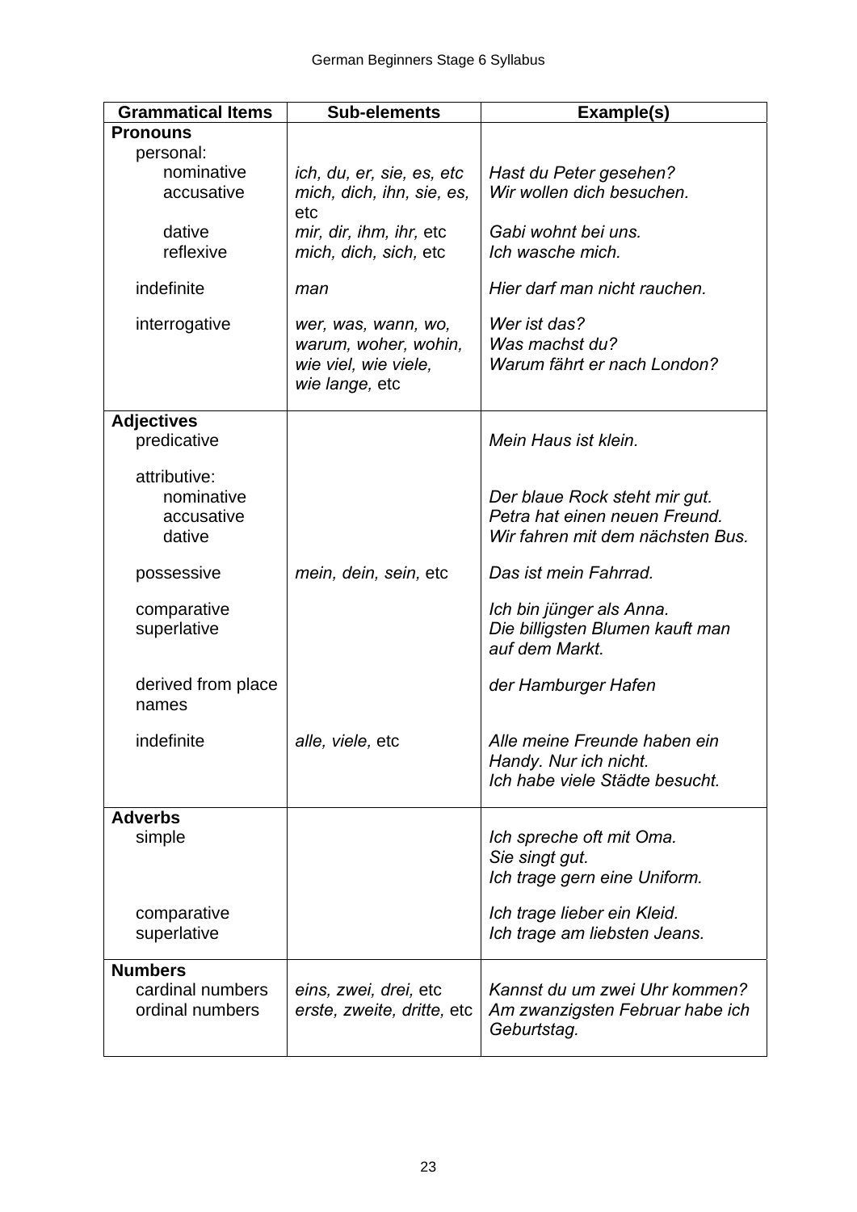| Grammatical Items | Sub-elements | Example(s) |
|---|---|---|
| **Pronouns** | | |
| personal: | | |
| nominative | *ich, du, er, sie, es, etc* | *Hast du Peter gesehen?* |
| accusative | *mich, dich, ihn, sie, es,* etc | *Wir wollen dich besuchen.* |
| dative | *mir, dir, ihm, ihr,* etc | *Gabi wohnt bei uns.* |
| reflexive | *mich, dich, sich,* etc | *Ich wasche mich.* |
| indefinite | *man* | *Hier darf man nicht rauchen.* |
| interrogative | *wer, was, wann, wo, warum, woher, wohin, wie viel, wie viele, wie lange,* etc | *Wer ist das?*<br>*Was machst du?*<br>*Warum fährt er nach London?* |
| **Adjectives** | | |
| predicative | | *Mein Haus ist klein.* |
| attributive: | | |
| nominative | | *Der blaue Rock steht mir gut.* |
| accusative | | *Petra hat einen neuen Freund.* |
| dative | | *Wir fahren mit dem nächsten Bus.* |
| possessive | *mein, dein, sein,* etc | *Das ist mein Fahrrad.* |
| comparative | | *Ich bin jünger als Anna.* |
| superlative | | *Die billigsten Blumen kauft man auf dem Markt.* |
| derived from place names | | *der Hamburger Hafen* |
| indefinite | *alle, viele,* etc | *Alle meine Freunde haben ein Handy. Nur ich nicht.*<br>*Ich habe viele Städte besucht.* |
| **Adverbs** | | |
| simple | | *Ich spreche oft mit Oma.*<br>*Sie singt gut.*<br>*Ich trage gern eine Uniform.* |
| comparative | | *Ich trage lieber ein Kleid.* |
| superlative | | *Ich trage am liebsten Jeans.* |
| **Numbers** | | |
| cardinal numbers | *eins, zwei, drei,* etc | *Kannst du um zwei Uhr kommen?* |
| ordinal numbers | *erste, zweite, dritte,* etc | *Am zwanzigsten Februar habe ich Geburtstag.* |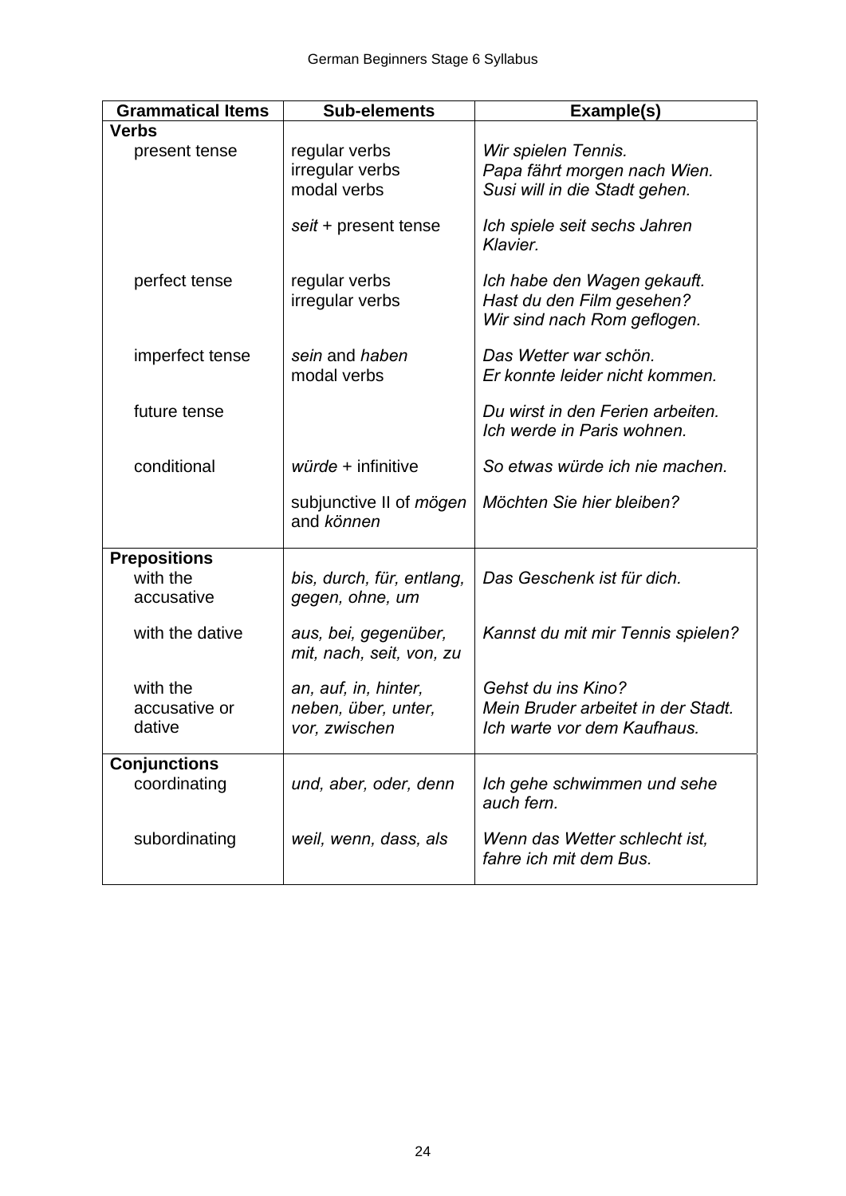| Grammatical Items | Sub-elements | Example(s) |
|---|---|---|
| **Verbs** | | |
| present tense | regular verbs<br>irregular verbs<br>modal verbs | *Wir spielen Tennis.*<br>*Papa fährt morgen nach Wien.*<br>*Susi will in die Stadt gehen.* |
| | *seit* + present tense | *Ich spiele seit sechs Jahren Klavier.* |
| perfect tense | regular verbs<br>irregular verbs | *Ich habe den Wagen gekauft.*<br>*Hast du den Film gesehen?*<br>*Wir sind nach Rom geflogen.* |
| imperfect tense | *sein* and *haben*<br>modal verbs | *Das Wetter war schön.*<br>*Er konnte leider nicht kommen.* |
| future tense | | *Du wirst in den Ferien arbeiten.*<br>*Ich werde in Paris wohnen.* |
| conditional | *würde* + infinitive | *So etwas würde ich nie machen.* |
| | subjunctive II of *mögen* and *können* | *Möchten Sie hier bleiben?* |
| **Prepositions** | | |
| with the accusative | *bis, durch, für, entlang, gegen, ohne, um* | *Das Geschenk ist für dich.* |
| with the dative | *aus, bei, gegenüber, mit, nach, seit, von, zu* | *Kannst du mit mir Tennis spielen?* |
| with the accusative or dative | *an, auf, in, hinter, neben, über, unter, vor, zwischen* | *Gehst du ins Kino?*<br>*Mein Bruder arbeitet in der Stadt.*<br>*Ich warte vor dem Kaufhaus.* |
| **Conjunctions** | | |
| coordinating | *und, aber, oder, denn* | *Ich gehe schwimmen und sehe auch fern.* |
| subordinating | *weil, wenn, dass, als* | *Wenn das Wetter schlecht ist, fahre ich mit dem Bus.* |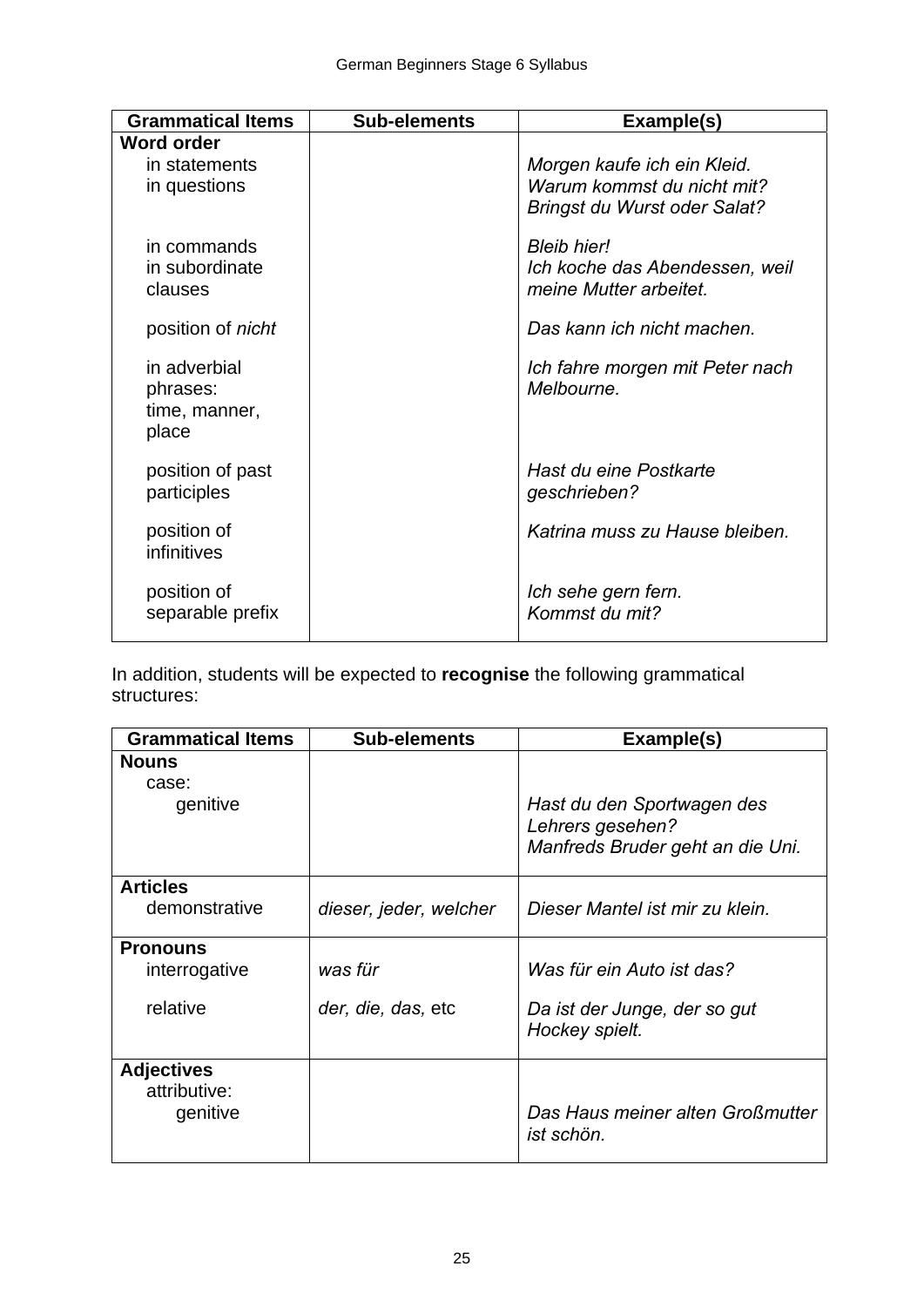| Grammatical Items | Sub-elements | Example(s) |
|---|---|---|
| **Word order** | | |
| in statements | | *Morgen kaufe ich ein Kleid.* |
| in questions | | *Warum kommst du nicht mit?* *Bringst du Wurst oder Salat?* |
| in commands | | *Bleib hier!* |
| in subordinate clauses | | *Ich koche das Abendessen, weil meine Mutter arbeitet.* |
| position of *nicht* | | *Das kann ich nicht machen.* |
| in adverbial phrases: time, manner, place | | *Ich fahre morgen mit Peter nach Melbourne.* |
| position of past participles | | *Hast du eine Postkarte geschrieben?* |
| position of infinitives | | *Katrina muss zu Hause bleiben.* |
| position of separable prefix | | *Ich sehe gern fern.* *Kommst du mit?* |

In addition, students will be expected to **recognise** the following grammatical structures:

| Grammatical Items | Sub-elements | Example(s) |
|---|---|---|
| **Nouns** | | |
| case: genitive | | *Hast du den Sportwagen des Lehrers gesehen?* *Manfreds Bruder geht an die Uni.* |
| **Articles** | | |
| demonstrative | *dieser, jeder, welcher* | *Dieser Mantel ist mir zu klein.* |
| **Pronouns** | | |
| interrogative | *was für* | *Was für ein Auto ist das?* |
| relative | *der, die, das,* etc | *Da ist der Junge, der so gut Hockey spielt.* |
| **Adjectives** | | |
| attributive: genitive | | *Das Haus meiner alten Großmutter ist schön.* |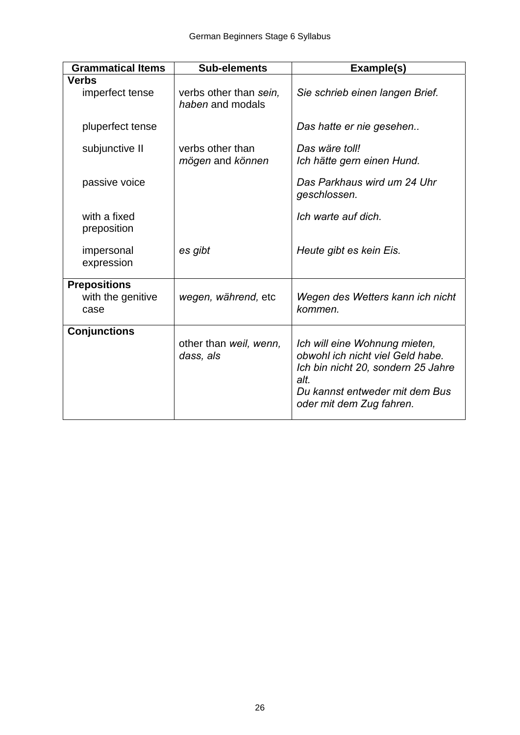| Grammatical Items | Sub-elements | Example(s) |
|---|---|---|
| **Verbs** | | |
| imperfect tense | verbs other than *sein, haben* and modals | *Sie schrieb einen langen Brief.* |
| pluperfect tense | | *Das hatte er nie gesehen..* |
| subjunctive II | verbs other than *mögen* and *können* | *Das wäre toll!* *Ich hätte gern einen Hund.* |
| passive voice | | *Das Parkhaus wird um 24 Uhr geschlossen.* |
| with a fixed preposition | | *Ich warte auf dich.* |
| impersonal expression | *es gibt* | *Heute gibt es kein Eis.* |
| **Prepositions** | | |
| with the genitive case | *wegen, während,* etc | *Wegen des Wetters kann ich nicht kommen.* |
| **Conjunctions** | other than *weil, wenn, dass, als* | *Ich will eine Wohnung mieten, obwohl ich nicht viel Geld habe.* *Ich bin nicht 20, sondern 25 Jahre alt.* *Du kannst entweder mit dem Bus oder mit dem Zug fahren.* |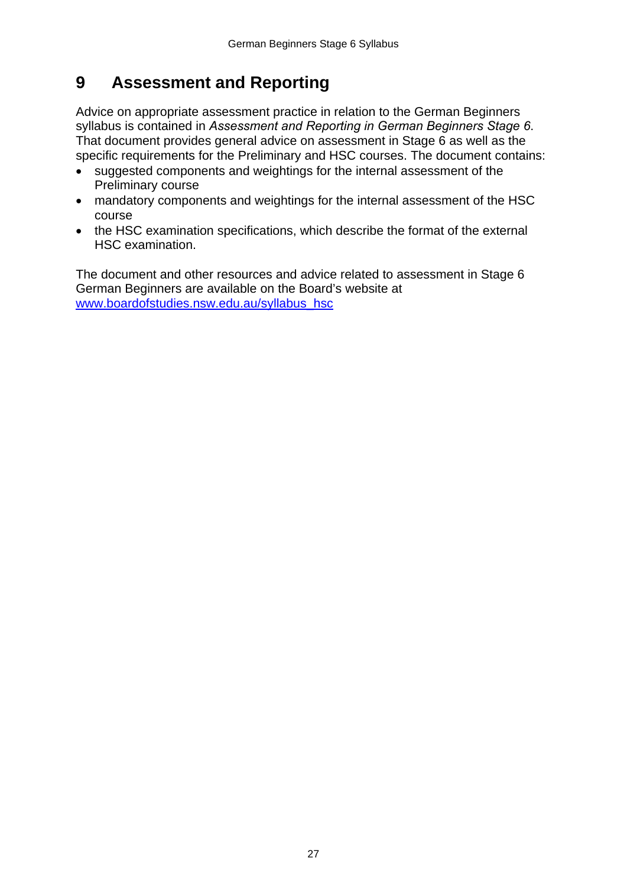# 9 Assessment and Reporting

Advice on appropriate assessment practice in relation to the German Beginners syllabus is contained in *Assessment and Reporting in German Beginners Stage 6*. That document provides general advice on assessment in Stage 6 as well as the specific requirements for the Preliminary and HSC courses. The document contains:

- suggested components and weightings for the internal assessment of the Preliminary course
- mandatory components and weightings for the internal assessment of the HSC course
- the HSC examination specifications, which describe the format of the external HSC examination.

The document and other resources and advice related to assessment in Stage 6 German Beginners are available on the Board's website at [www.boardofstudies.nsw.edu.au/syllabus_hsc](www.boardofstudies.nsw.edu.au/syllabus_hsc)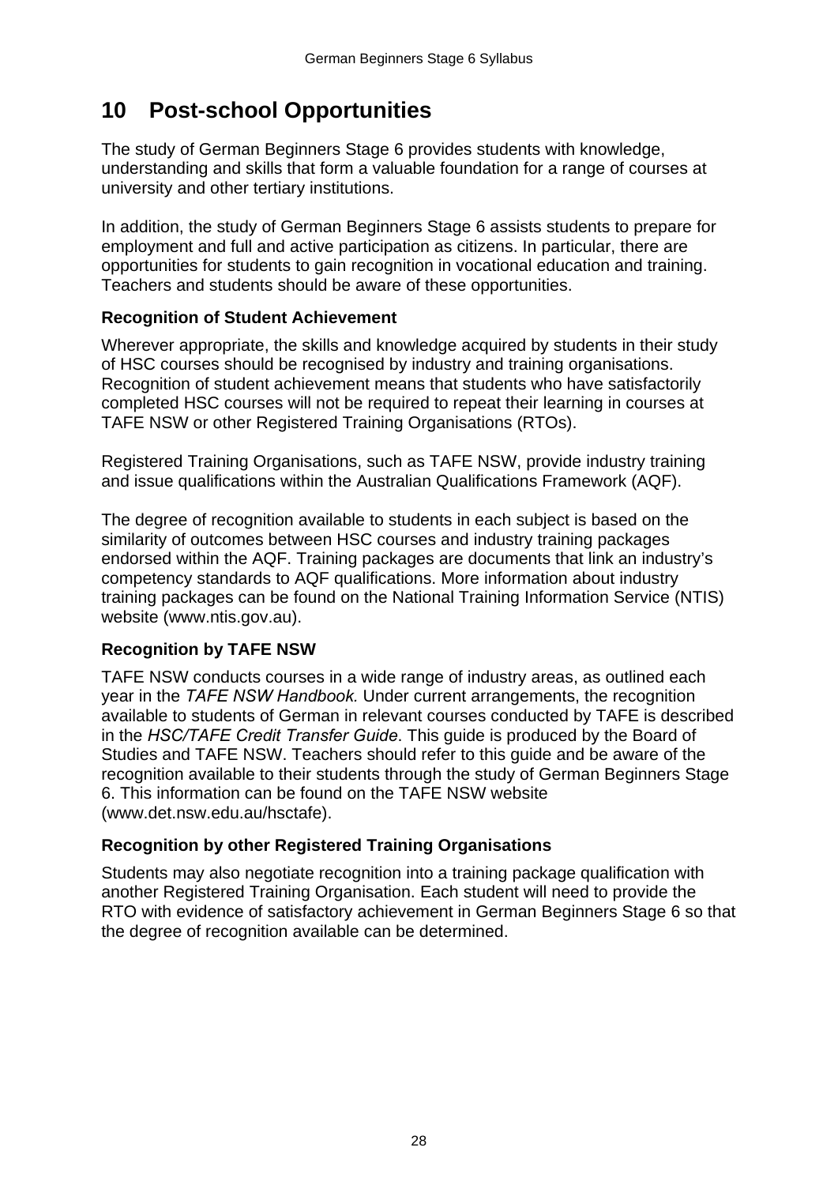# 10 Post-school Opportunities

The study of German Beginners Stage 6 provides students with knowledge, understanding and skills that form a valuable foundation for a range of courses at university and other tertiary institutions.

In addition, the study of German Beginners Stage 6 assists students to prepare for employment and full and active participation as citizens. In particular, there are opportunities for students to gain recognition in vocational education and training. Teachers and students should be aware of these opportunities.

### Recognition of Student Achievement

Wherever appropriate, the skills and knowledge acquired by students in their study of HSC courses should be recognised by industry and training organisations. Recognition of student achievement means that students who have satisfactorily completed HSC courses will not be required to repeat their learning in courses at TAFE NSW or other Registered Training Organisations (RTOs).

Registered Training Organisations, such as TAFE NSW, provide industry training and issue qualifications within the Australian Qualifications Framework (AQF).

The degree of recognition available to students in each subject is based on the similarity of outcomes between HSC courses and industry training packages endorsed within the AQF. Training packages are documents that link an industry's competency standards to AQF qualifications. More information about industry training packages can be found on the National Training Information Service (NTIS) website (www.ntis.gov.au).

### Recognition by TAFE NSW

TAFE NSW conducts courses in a wide range of industry areas, as outlined each year in the *TAFE NSW Handbook.* Under current arrangements, the recognition available to students of German in relevant courses conducted by TAFE is described in the *HSC/TAFE Credit Transfer Guide*. This guide is produced by the Board of Studies and TAFE NSW. Teachers should refer to this guide and be aware of the recognition available to their students through the study of German Beginners Stage 6. This information can be found on the TAFE NSW website (www.det.nsw.edu.au/hsctafe).

### Recognition by other Registered Training Organisations

Students may also negotiate recognition into a training package qualification with another Registered Training Organisation. Each student will need to provide the RTO with evidence of satisfactory achievement in German Beginners Stage 6 so that the degree of recognition available can be determined.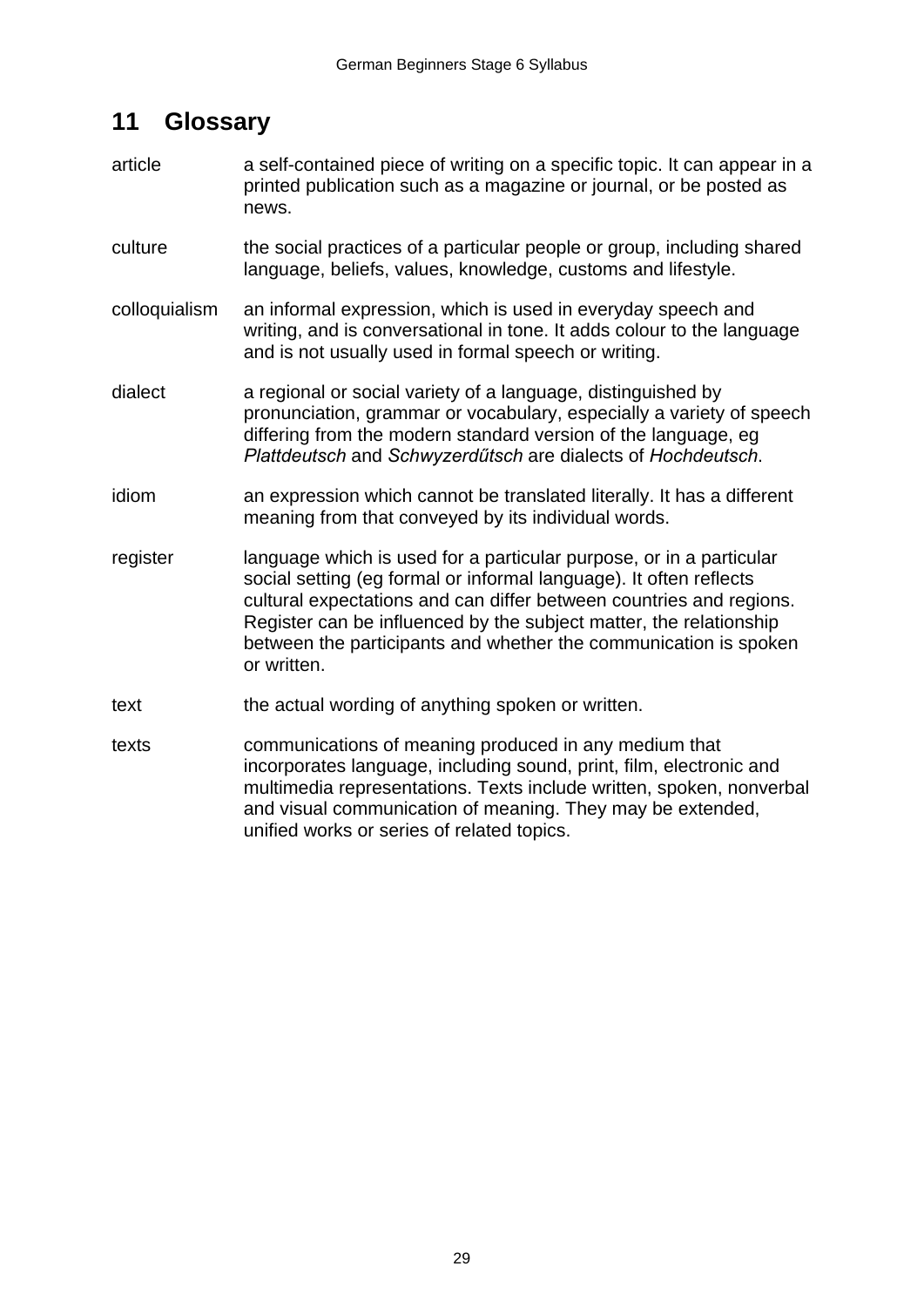## 11 Glossary

| | |
|---|---|
| article | a self-contained piece of writing on a specific topic. It can appear in a printed publication such as a magazine or journal, or be posted as news. |
| culture | the social practices of a particular people or group, including shared language, beliefs, values, knowledge, customs and lifestyle. |
| colloquialism | an informal expression, which is used in everyday speech and writing, and is conversational in tone. It adds colour to the language and is not usually used in formal speech or writing. |
| dialect | a regional or social variety of a language, distinguished by pronunciation, grammar or vocabulary, especially a variety of speech differing from the modern standard version of the language, eg *Plattdeutsch* and *Schwyzerdűtsch* are dialects of *Hochdeutsch*. |
| idiom | an expression which cannot be translated literally. It has a different meaning from that conveyed by its individual words. |
| register | language which is used for a particular purpose, or in a particular social setting (eg formal or informal language). It often reflects cultural expectations and can differ between countries and regions. Register can be influenced by the subject matter, the relationship between the participants and whether the communication is spoken or written. |
| text | the actual wording of anything spoken or written. |
| texts | communications of meaning produced in any medium that incorporates language, including sound, print, film, electronic and multimedia representations. Texts include written, spoken, nonverbal and visual communication of meaning. They may be extended, unified works or series of related topics. |